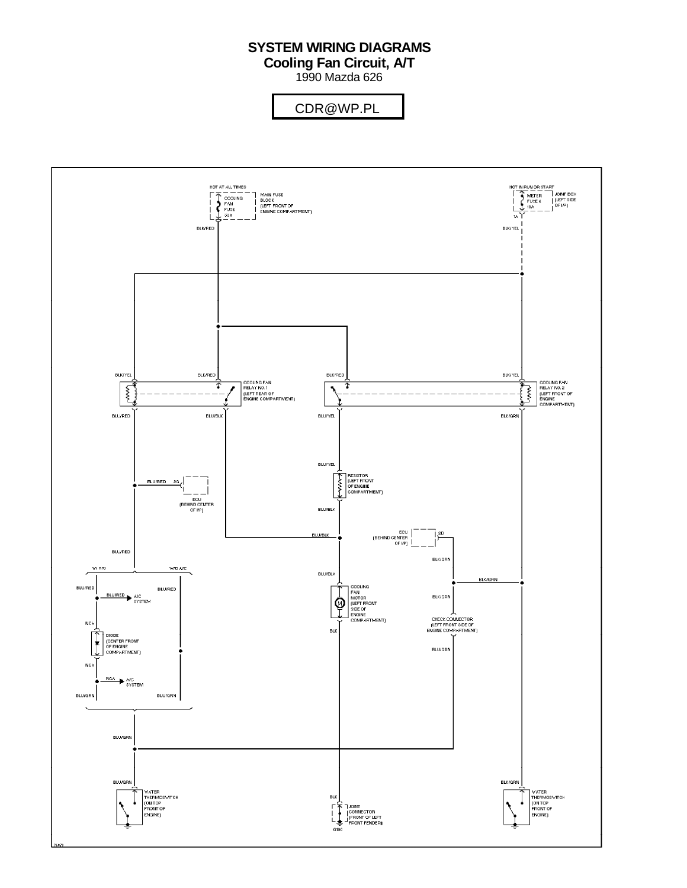# SYSTEM WIRING DIAGRAMS
## Cooling Fan Circuit, A/T
1990 Mazda 626

CDR@WP.PL

HOT AT ALL TIMES

COOLING FAN FUSE 30A

MAIN FUSE BLOCK (LEFT FRONT OF ENGINE COMPARTMENT)

HOT IN RUN OR START

METER FUSE 4 10A

JOINT BOX (LEFT SIDE OF I/P)

1A

BLK/RED

BLK/YEL

BLK/YEL

BLK/RED

COOLING FAN RELAY NO. 1 (LEFT REAR OF ENGINE COMPARTMENT)

BLK/RED

BLK/YEL

COOLING FAN RELAY NO. 2 (LEFT FRONT OF ENGINE COMPARTMENT)

BLU/RED

BLU/BLK

BLU/YEL

BLK/GRN

BLU/YEL

RESISTOR (LEFT FRONT OF ENGINE COMPARTMENT)

BLU/RED 2G

ECU (BEHIND CENTER OF I/P)

BLU/BLK

BLU/BLK

ECU (BEHIND CENTER OF I/P) 2D

BLU/RED

W/ A/C

W/O A/C

BLU/BLK

BLK/GRN

BLK/GRN

BLU/RED

BLU/RED

BLU/RED A/C SYSTEM

COOLING FAN MOTOR (LEFT FRONT SIDE OF ENGINE COMPARTMENT)

BLK/GRN

NCA

DIODE (CENTER FRONT OF ENGINE COMPARTMENT)

BLK

CHECK CONNECTOR (LEFT FRONT SIDE OF ENGINE COMPARTMENT)

BLU/GRN

NCA

NCA A/C SYSTEM

BLU/GRN

BLU/GRN

BLU/GRN

BLU/GRN

WATER THERMOSWITCH (ON TOP FRONT OF ENGINE)

BLK

JOINT CONNECTOR (FRONT OF LEFT FRONT FENDER)

G100

BLK/GRN

WATER THERMOSWITCH (ON TOP FRONT OF ENGINE)

76673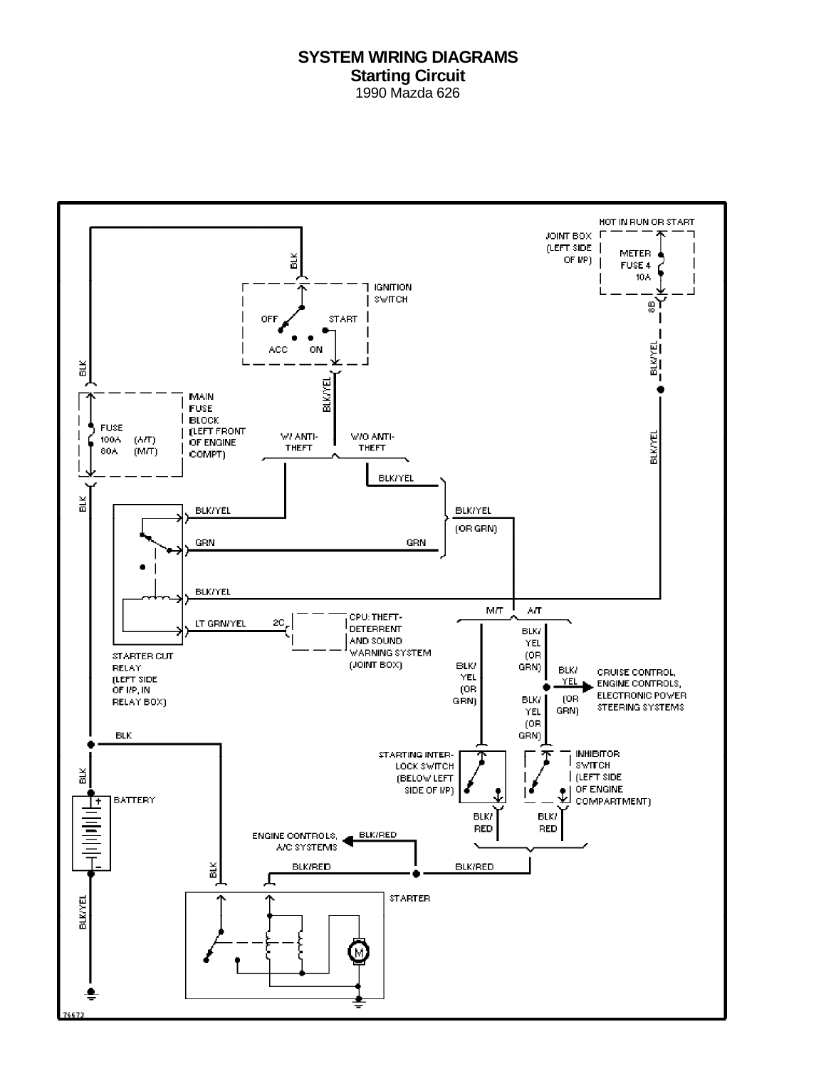# SYSTEM WIRING DIAGRAMS
## Starting Circuit
1990 Mazda 626

HOT IN RUN OR START

JOINT BOX (LEFT SIDE OF I/P)

METER FUSE 4 10A

8B

BLK

IGNITION SWITCH

OFF START ACC ON

BLK/YEL

BLK

MAIN FUSE BLOCK (LEFT FRONT OF ENGINE COMPT)

FUSE 100A (A/T) 80A (M/T)

W/ ANTI-THEFT

W/O ANTI-THEFT

BLK/YEL

BLK

BLK/YEL

BLK/YEL (OR GRN)

GRN

GRN

BLK/YEL

LT GRN/YEL

2C

CPU: THEFT-DETERRENT AND SOUND WARNING SYSTEM (JOINT BOX)

STARTER CUT RELAY (LEFT SIDE OF I/P, IN RELAY BOX)

M/T A/T

BLK/YEL (OR GRN)

BLK/YEL (OR GRN)

BLK/YEL (OR GRN)

BLK/YEL (OR GRN)

CRUISE CONTROL, ENGINE CONTROLS, ELECTRONIC POWER STEERING SYSTEMS

BLK

STARTING INTER-LOCK SWITCH (BELOW LEFT SIDE OF I/P)

INHIBITOR SWITCH (LEFT SIDE OF ENGINE COMPARTMENT)

BATTERY

BLK/RED

BLK/RED

ENGINE CONTROLS, A/C SYSTEMS

BLK/RED

BLK/RED

BLK/RED

BLK

STARTER

BLK/YEL

76673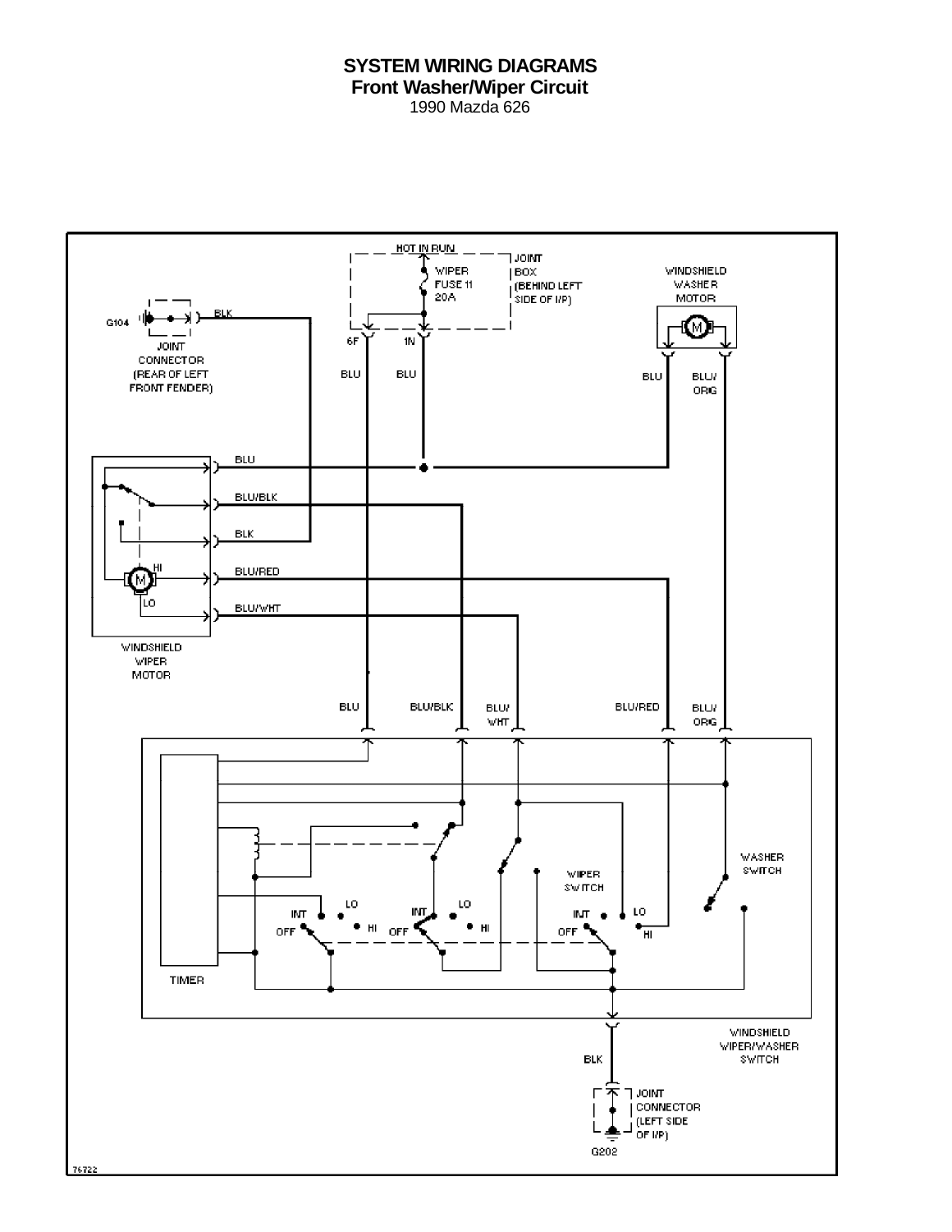# SYSTEM WIRING DIAGRAMS

## Front Washer/Wiper Circuit

1990 Mazda 626

HOT IN RUN

WIPER FUSE 11 20A

JOINT BOX (BEHIND LEFT SIDE OF I/P)

6F 1N

BLU BLU

WINDSHIELD WASHER MOTOR

BLU BLU/ ORG

G104

BLK

JOINT CONNECTOR (REAR OF LEFT FRONT FENDER)

BLU

BLU/BLK

BLK

HI

BLU/RED

LO

BLU/WHT

WINDSHIELD WIPER MOTOR

BLU BLU/BLK BLU/ WHT BLU/RED BLU/ ORG

TIMER

INT LO HI OFF

INT LO HI OFF

WIPER SWITCH

INT LO HI OFF

WASHER SWITCH

WINDSHIELD WIPER/WASHER SWITCH

BLK

JOINT CONNECTOR (LEFT SIDE OF I/P)

G202

76722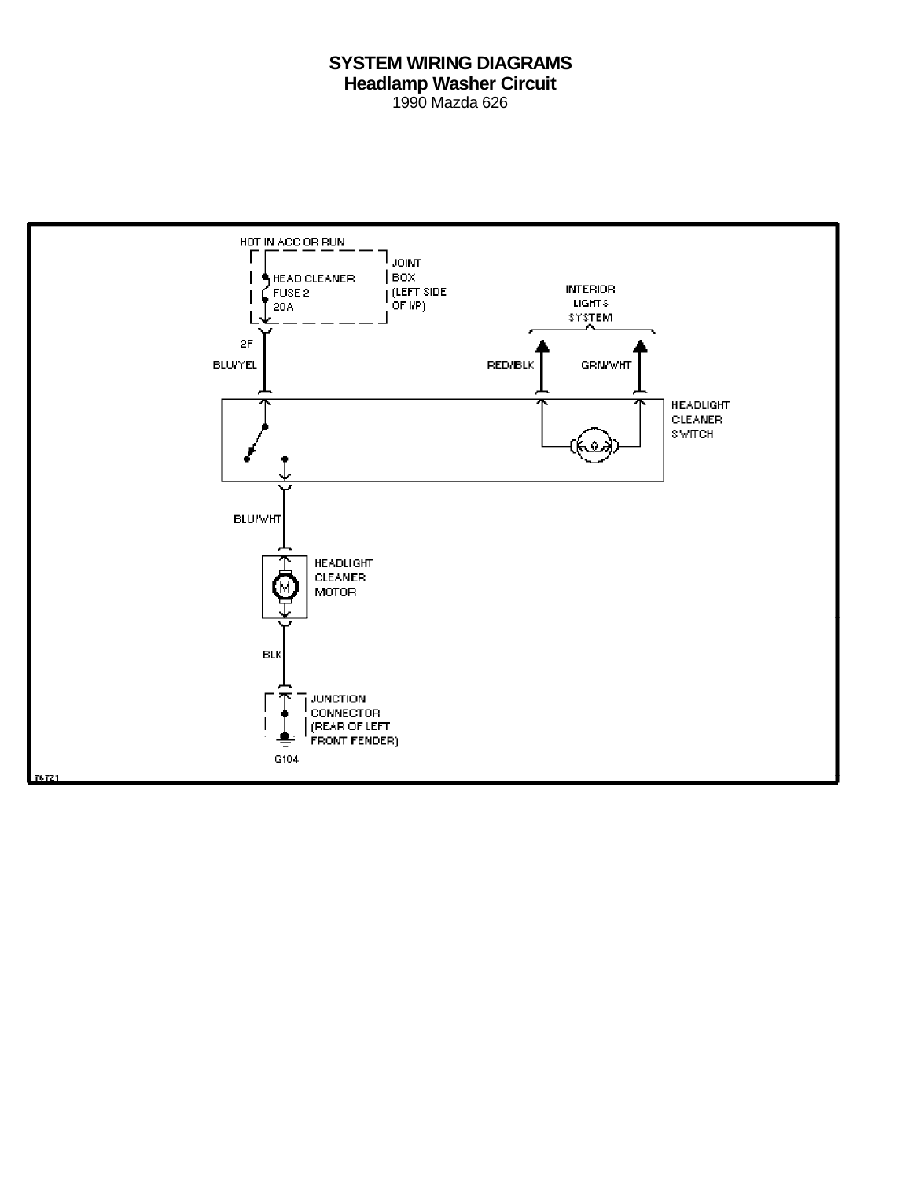**SYSTEM WIRING DIAGRAMS**
**Headlamp Washer Circuit**
1990 Mazda 626

HOT IN ACC OR RUN

HEAD CLEANER FUSE 2 20A

JOINT BOX (LEFT SIDE OF I/P)

INTERIOR LIGHTS SYSTEM

2F

BLU/YEL

RED/BLK

GRN/WHT

HEADLIGHT CLEANER SWITCH

BLU/WHT

HEADLIGHT CLEANER MOTOR

BLK

JUNCTION CONNECTOR (REAR OF LEFT FRONT FENDER)

G104

76721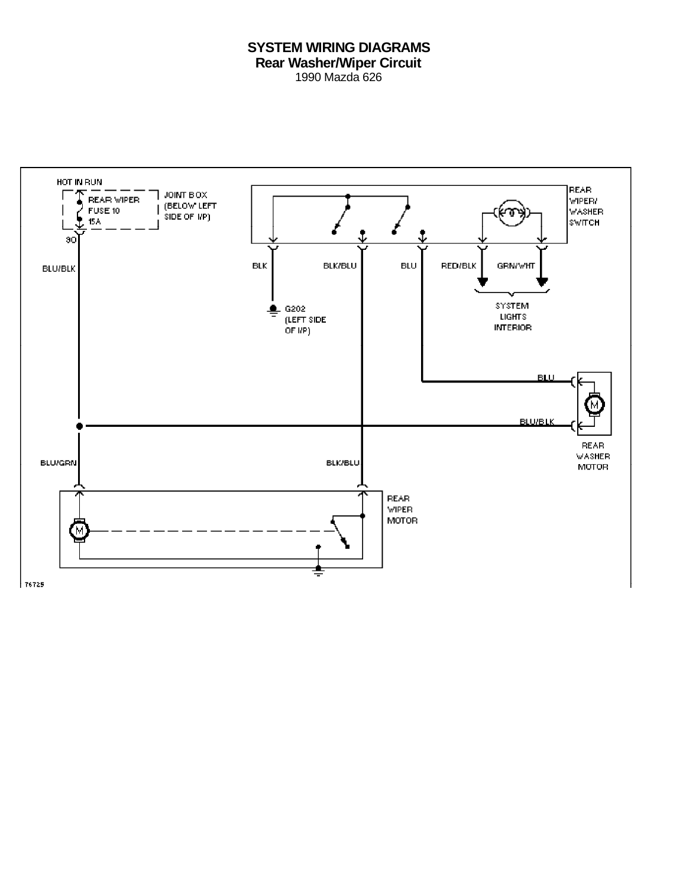# SYSTEM WIRING DIAGRAMS
## Rear Washer/Wiper Circuit
1990 Mazda 626

HOT IN RUN

REAR WIPER FUSE 10 15A

JOINT BOX (BELOW LEFT SIDE OF I/P)

30

BLU/BLK

REAR WIPER/WASHER SWITCH

BLK

BLK/BLU

BLU

RED/BLK

GRN/WHT

G202 (LEFT SIDE OF I/P)

SYSTEM LIGHTS INTERIOR

BLU

BLU/BLK

REAR WASHER MOTOR

BLU/GRN

BLK/BLU

REAR WIPER MOTOR

76725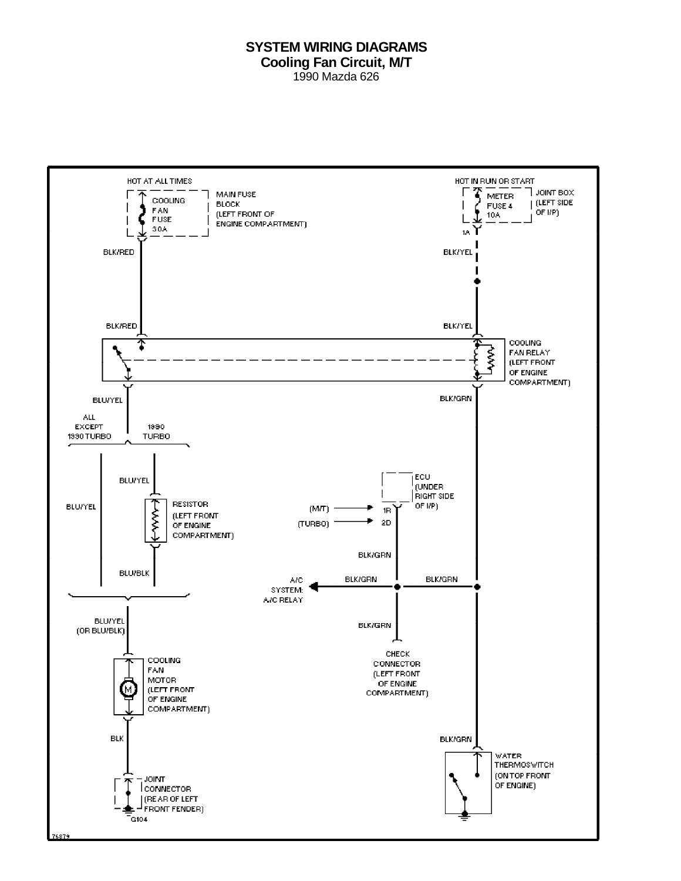# SYSTEM WIRING DIAGRAMS
## Cooling Fan Circuit, M/T
1990 Mazda 626

HOT AT ALL TIMES

COOLING FAN FUSE 30A

MAIN FUSE BLOCK (LEFT FRONT OF ENGINE COMPARTMENT)

HOT IN RUN OR START

METER FUSE 4 10A

JOINT BOX (LEFT SIDE OF I/P)

1A

BLK/RED

BLK/YEL

BLK/RED

BLK/YEL

COOLING FAN RELAY (LEFT FRONT OF ENGINE COMPARTMENT)

BLU/YEL

BLK/GRN

ALL EXCEPT 1990 TURBO

1990 TURBO

BLU/YEL

BLU/YEL

RESISTOR (LEFT FRONT OF ENGINE COMPARTMENT)

BLU/BLK

ECU (UNDER RIGHT SIDE OF I/P)

(M/T) 1R

(TURBO) 2D

BLK/GRN

A/C SYSTEM: A/C RELAY

BLK/GRN

BLK/GRN

BLK/GRN

BLU/YEL (OR BLU/BLK)

COOLING FAN MOTOR (LEFT FRONT OF ENGINE COMPARTMENT)

CHECK CONNECTOR (LEFT FRONT OF ENGINE COMPARTMENT)

BLK

BLK/GRN

WATER THERMOSWITCH (ON TOP FRONT OF ENGINE)

JOINT CONNECTOR (REAR OF LEFT FRONT FENDER)

G104

76879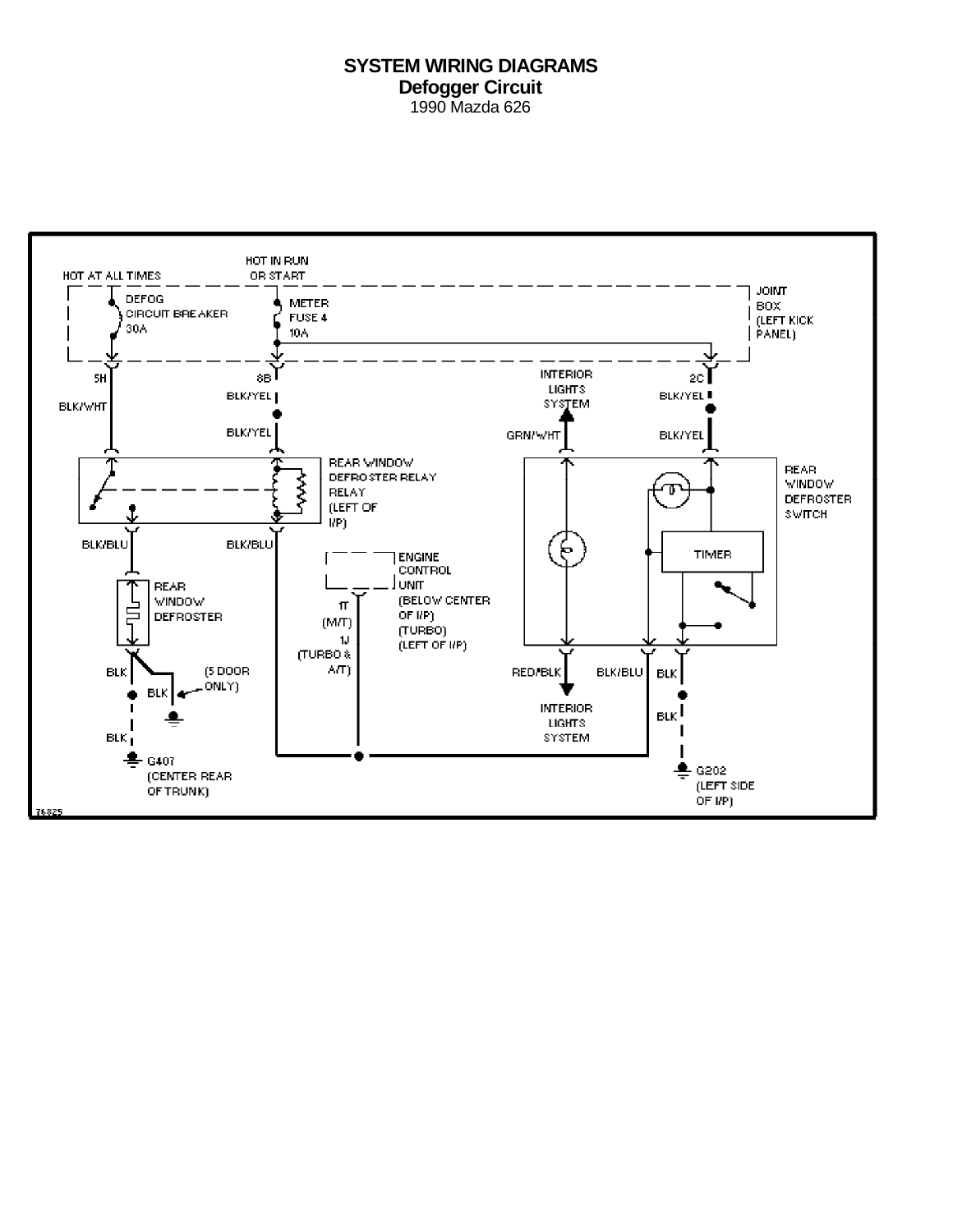# SYSTEM WIRING DIAGRAMS

## Defogger Circuit

1990 Mazda 626

HOT AT ALL TIMES

HOT IN RUN OR START

DEFOG CIRCUIT BREAKER 30A

METER FUSE 4 10A

JOINT BOX (LEFT KICK PANEL)

5H

BLK/WHT

8B

BLK/YEL

BLK/YEL

INTERIOR LIGHTS SYSTEM

GRN/WHT

2C

BLK/YEL

BLK/YEL

REAR WINDOW DEFROSTER RELAY RELAY (LEFT OF I/P)

REAR WINDOW DEFROSTER SWITCH

BLK/BLU

BLK/BLU

ENGINE CONTROL UNIT (BELOW CENTER OF I/P) (TURBO) (LEFT OF I/P)

1T (M/T)

1J (TURBO & A/T)

TIMER

REAR WINDOW DEFROSTER

BLK

(5 DOOR ONLY)

BLK

BLK

G407 (CENTER REAR OF TRUNK)

RED/BLK

BLK/BLU

BLK

INTERIOR LIGHTS SYSTEM

BLK

G202 (LEFT SIDE OF I/P)

76825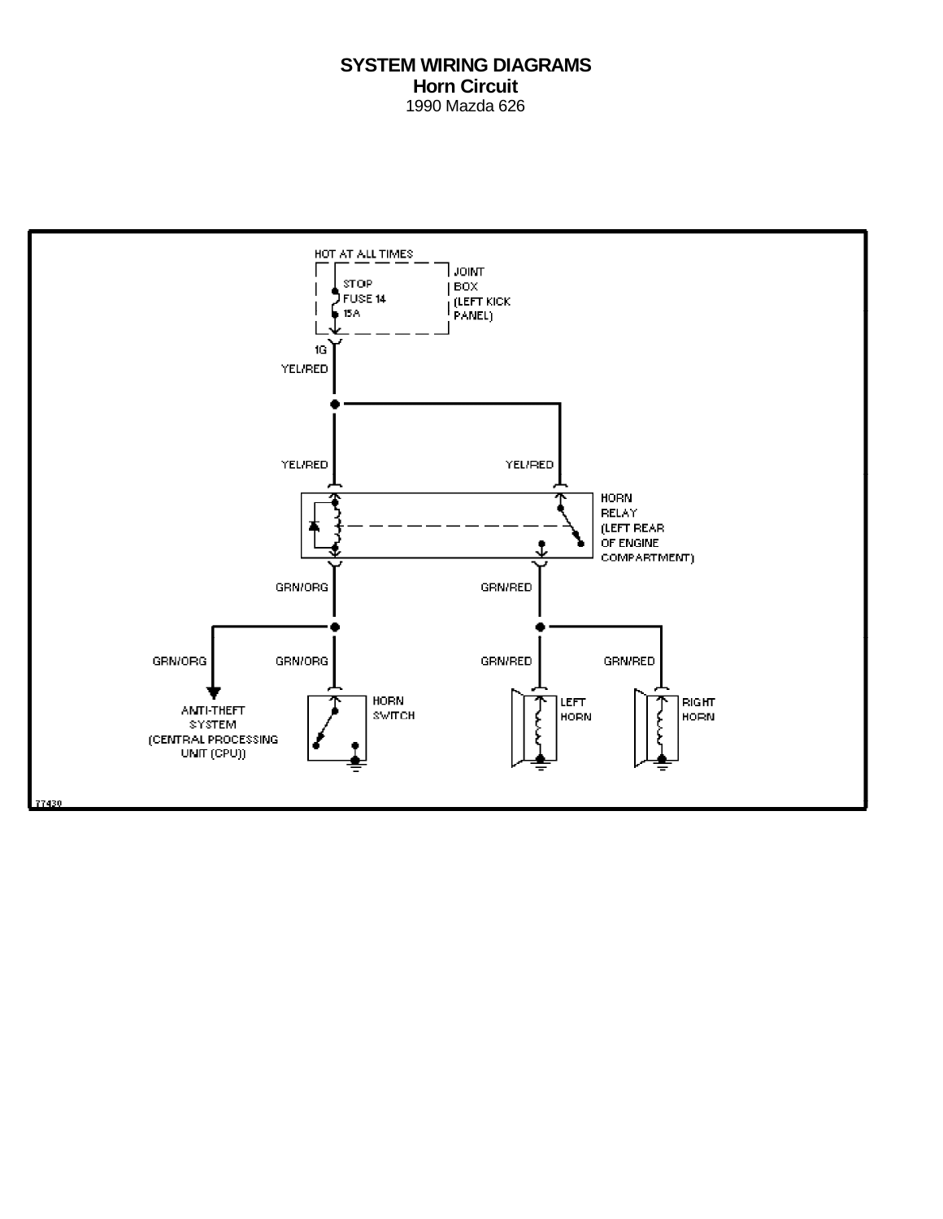**SYSTEM WIRING DIAGRAMS**
**Horn Circuit**
1990 Mazda 626

HOT AT ALL TIMES

STOP
FUSE 14
15A

JOINT
BOX
(LEFT KICK
PANEL)

1G
YEL/RED

YEL/RED

YEL/RED

HORN
RELAY
(LEFT REAR
OF ENGINE
COMPARTMENT)

GRN/ORG

GRN/RED

GRN/ORG

GRN/ORG

GRN/RED

GRN/RED

ANTI-THEFT
SYSTEM
(CENTRAL PROCESSING
UNIT (CPU))

HORN
SWITCH

LEFT
HORN

RIGHT
HORN

77430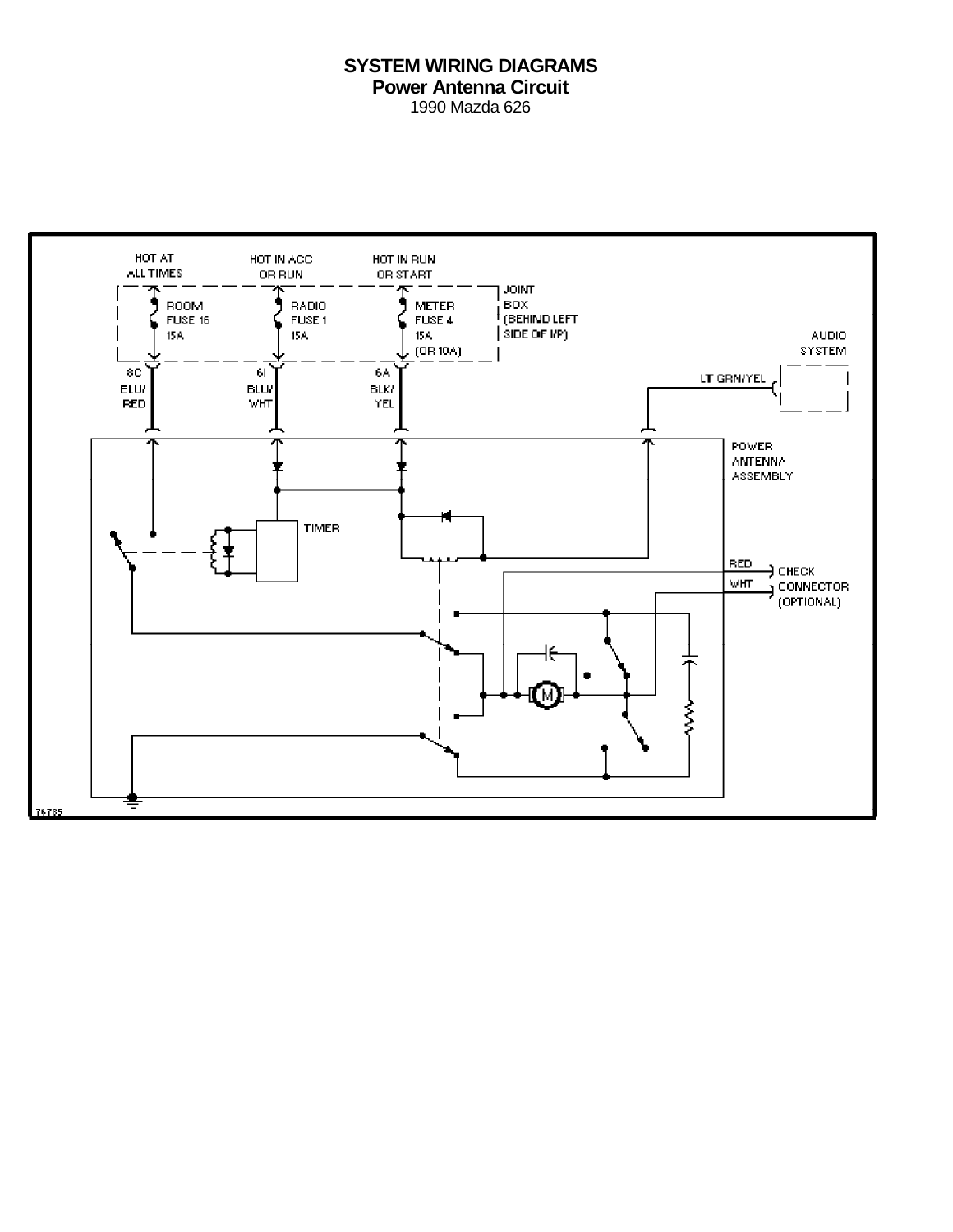# SYSTEM WIRING DIAGRAMS

## Power Antenna Circuit

1990 Mazda 626

HOT AT ALL TIMES

HOT IN ACC OR RUN

HOT IN RUN OR START

ROOM FUSE 16 15A

RADIO FUSE 1 15A

METER FUSE 4 15A (OR 10A)

JOINT BOX (BEHIND LEFT SIDE OF I/P)

AUDIO SYSTEM

8C BLU/ RED

6I BLU/ WHT

6A BLK/ YEL

LT GRN/YEL

POWER ANTENNA ASSEMBLY

TIMER

RED

WHT

CHECK CONNECTOR (OPTIONAL)

76735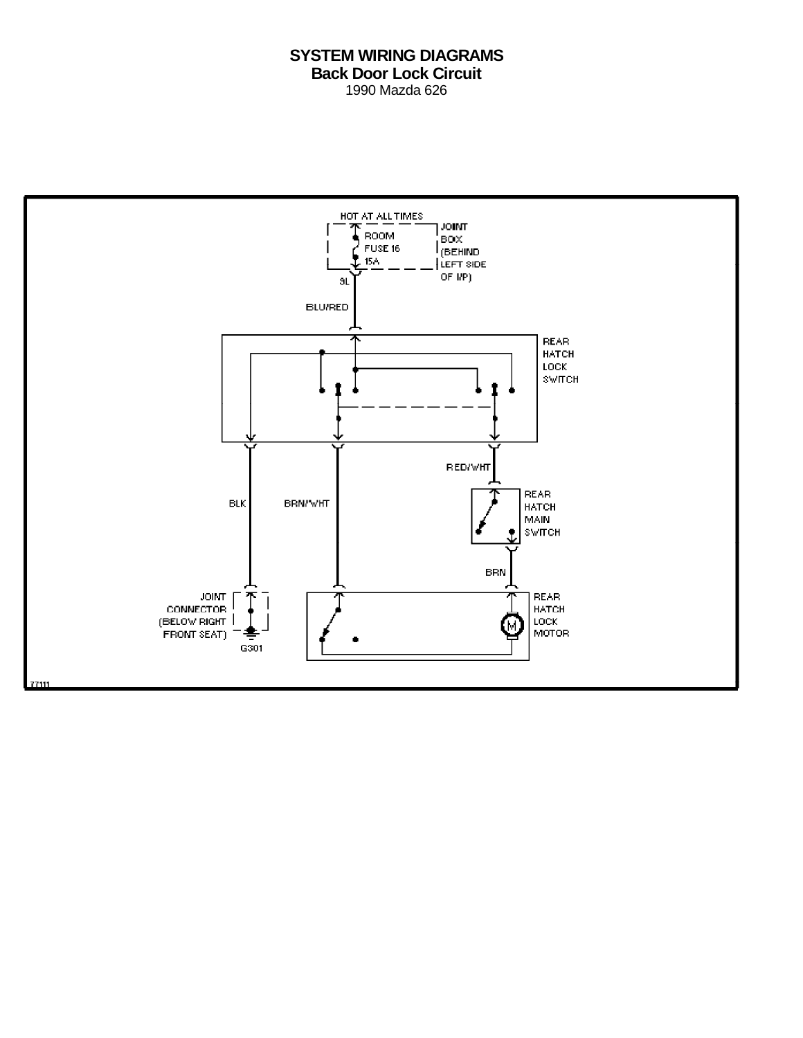# SYSTEM WIRING DIAGRAMS
## Back Door Lock Circuit
1990 Mazda 626

HOT AT ALL TIMES

ROOM FUSE 16 15A

JOINT BOX (BEHIND LEFT SIDE OF I/P)

9L

BLU/RED

REAR HATCH LOCK SWITCH

RED/WHT

BLK

BRN/WHT

REAR HATCH MAIN SWITCH

BRN

JOINT CONNECTOR (BELOW RIGHT FRONT SEAT)

G301

REAR HATCH LOCK MOTOR

77111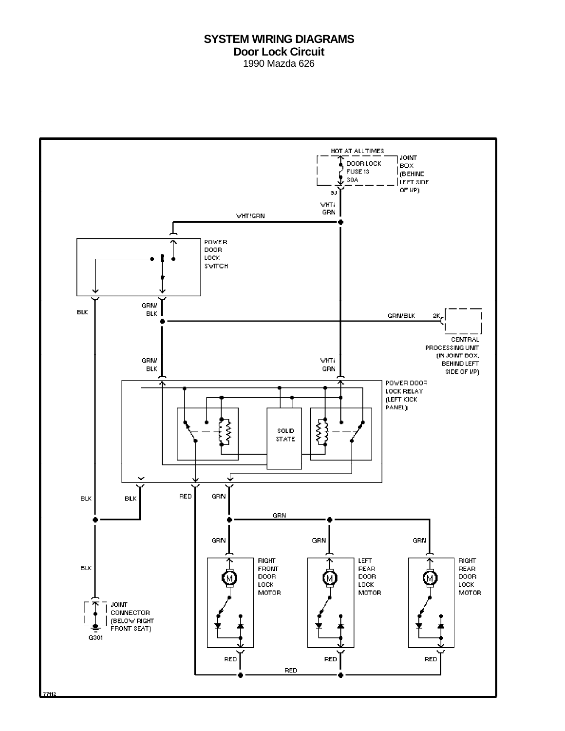# SYSTEM WIRING DIAGRAMS
## Door Lock Circuit
1990 Mazda 626

HOT AT ALL TIMES

DOOR LOCK FUSE 13 30A

JOINT BOX (BEHIND LEFT SIDE OF I/P)

3J

WHT/GRN

WHT/GRN

POWER DOOR LOCK SWITCH

BLK

GRN/BLK

GRN/BLK

2K

CENTRAL PROCESSING UNIT (IN JOINT BOX, BEHIND LEFT SIDE OF I/P)

GRN/BLK

WHT/GRN

POWER DOOR LOCK RELAY (LEFT KICK PANEL)

SOLID STATE

BLK

BLK

RED

GRN

GRN

GRN

GRN

GRN

RIGHT FRONT DOOR LOCK MOTOR

LEFT REAR DOOR LOCK MOTOR

RIGHT REAR DOOR LOCK MOTOR

BLK

JOINT CONNECTOR (BELOW RIGHT FRONT SEAT)

G301

RED

RED

RED

RED

77112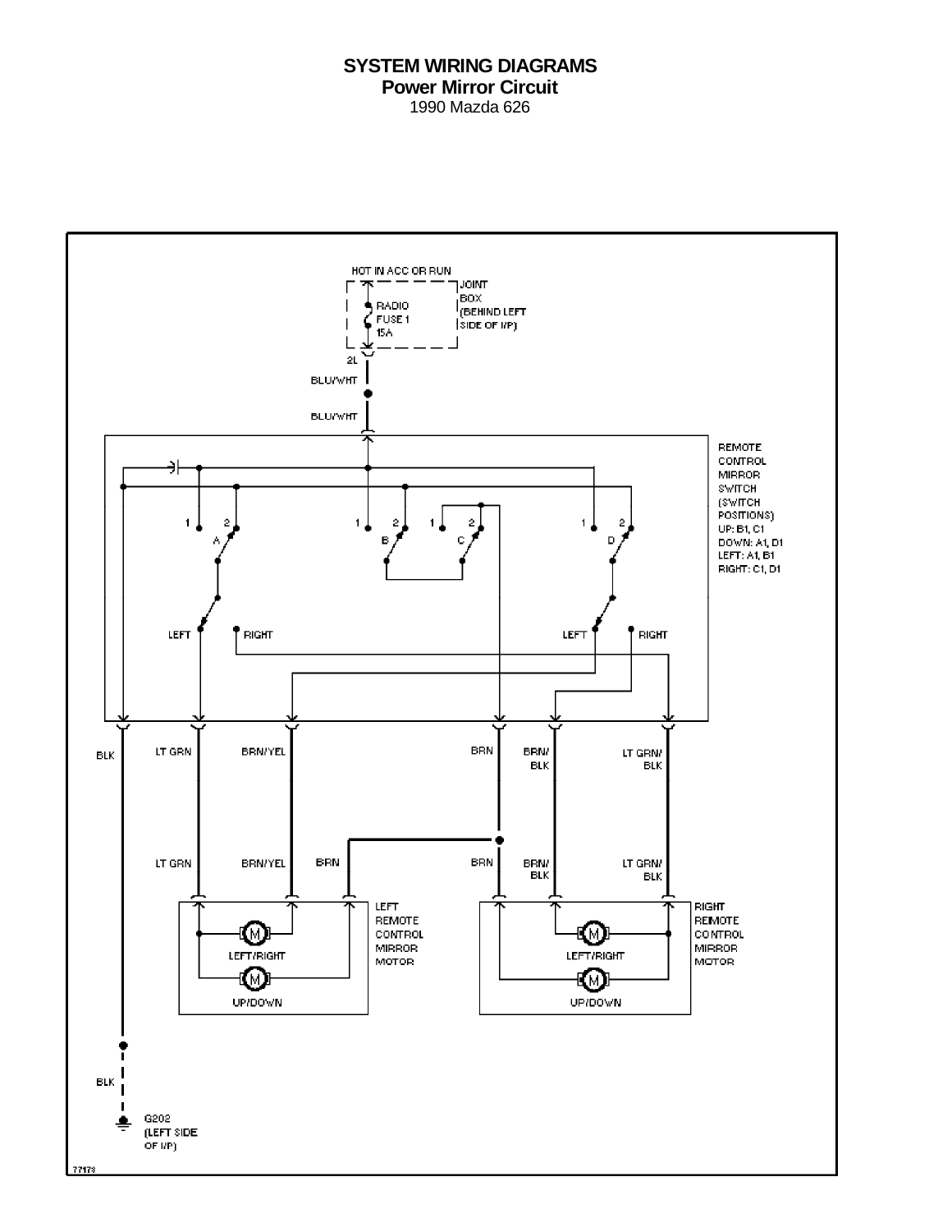# SYSTEM WIRING DIAGRAMS
## Power Mirror Circuit
1990 Mazda 626

HOT IN ACC OR RUN

JOINT BOX (BEHIND LEFT SIDE OF I/P)

RADIO FUSE 1 15A

2L

BLU/WHT

BLU/WHT

REMOTE CONTROL MIRROR SWITCH (SWITCH POSITIONS)
UP: B1, C1
DOWN: A1, D1
LEFT: A1, B1
RIGHT: C1, D1

1 2 A 1 2 B 1 2 C 1 2 D

LEFT RIGHT LEFT RIGHT

BLK LT GRN BRN/YEL BRN BRN/BLK LT GRN/BLK

LT GRN BRN/YEL BRN BRN BRN/BLK LT GRN/BLK

LEFT/RIGHT UP/DOWN

LEFT REMOTE CONTROL MIRROR MOTOR

LEFT/RIGHT UP/DOWN

RIGHT REMOTE CONTROL MIRROR MOTOR

BLK

G202 (LEFT SIDE OF I/P)

77178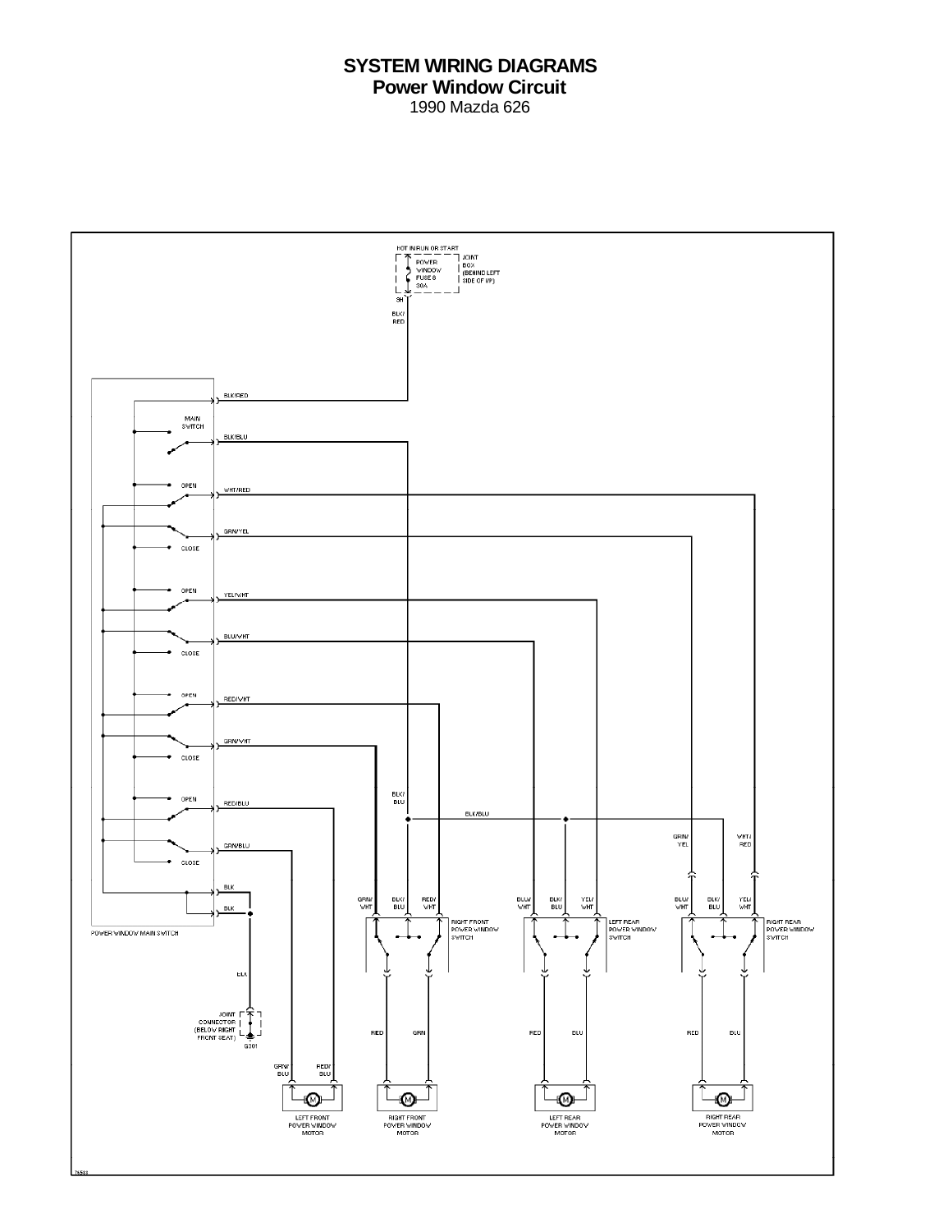# SYSTEM WIRING DIAGRAMS
## Power Window Circuit
1990 Mazda 626

HOT IN RUN OR START

POWER WINDOW FUSE 8 30A

JOINT BOX (BEHIND LEFT SIDE OF I/P)

3H

BLK/RED

BLK/RED

MAIN SWITCH

BLK/BLU

OPEN

WHT/RED

GRN/YEL

CLOSE

OPEN

YEL/WHT

BLU/WHT

CLOSE

OPEN

RED/WHT

GRN/WHT

CLOSE

OPEN

RED/BLU

GRN/BLU

CLOSE

BLK

BLK

POWER WINDOW MAIN SWITCH

BLK/BLU

BLK/BLU

GRN/YEL

WHT/RED

GRN/WHT | BLK/BLU | RED/WHT

RIGHT FRONT POWER WINDOW SWITCH

BLU/WHT | BLK/BLU | YEL/WHT

LEFT REAR POWER WINDOW SWITCH

BLU/WHT | BLK/BLU | YEL/WHT

RIGHT REAR POWER WINDOW SWITCH

BLK

JOINT CONNECTOR (BELOW RIGHT FRONT SEAT)

G301

RED | GRN

RED | BLU

RED | BLU

GRN/BLU | RED/BLU

LEFT FRONT POWER WINDOW MOTOR

RIGHT FRONT POWER WINDOW MOTOR

LEFT REAR POWER WINDOW MOTOR

RIGHT REAR POWER WINDOW MOTOR

76583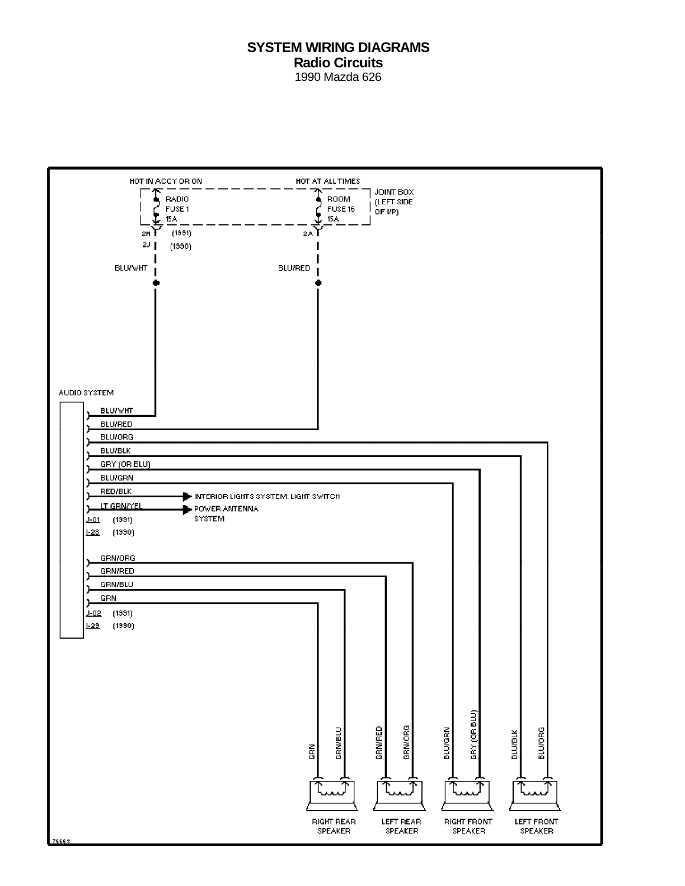# SYSTEM WIRING DIAGRAMS
## Radio Circuits
1990 Mazda 626

HOT IN ACCY OR ON

HOT AT ALL TIMES

RADIO FUSE 1 15A

ROOM FUSE 16 15A

JOINT BOX (LEFT SIDE OF I/P)

2H (1991)

2J (1990)

2A

BLU/WHT

BLU/RED

AUDIO SYSTEM

BLU/WHT

BLU/RED

BLU/ORG

BLU/BLK

GRY (OR BLU)

BLU/GRN

RED/BLK → INTERIOR LIGHTS SYSTEM: LIGHT SWITCH

LT GRN/YEL → POWER ANTENNA SYSTEM

J-01 (1991)

I-28 (1990)

GRN/ORG

GRN/RED

GRN/BLU

GRN

J-02 (1991)

I-29 (1990)

GRN | GRN/BLU | GRN/RED | GRN/ORG | BLU/GRN | GRY (OR BLU) | BLU/BLK | BLU/ORG

RIGHT REAR SPEAKER

LEFT REAR SPEAKER

RIGHT FRONT SPEAKER

LEFT FRONT SPEAKER

76663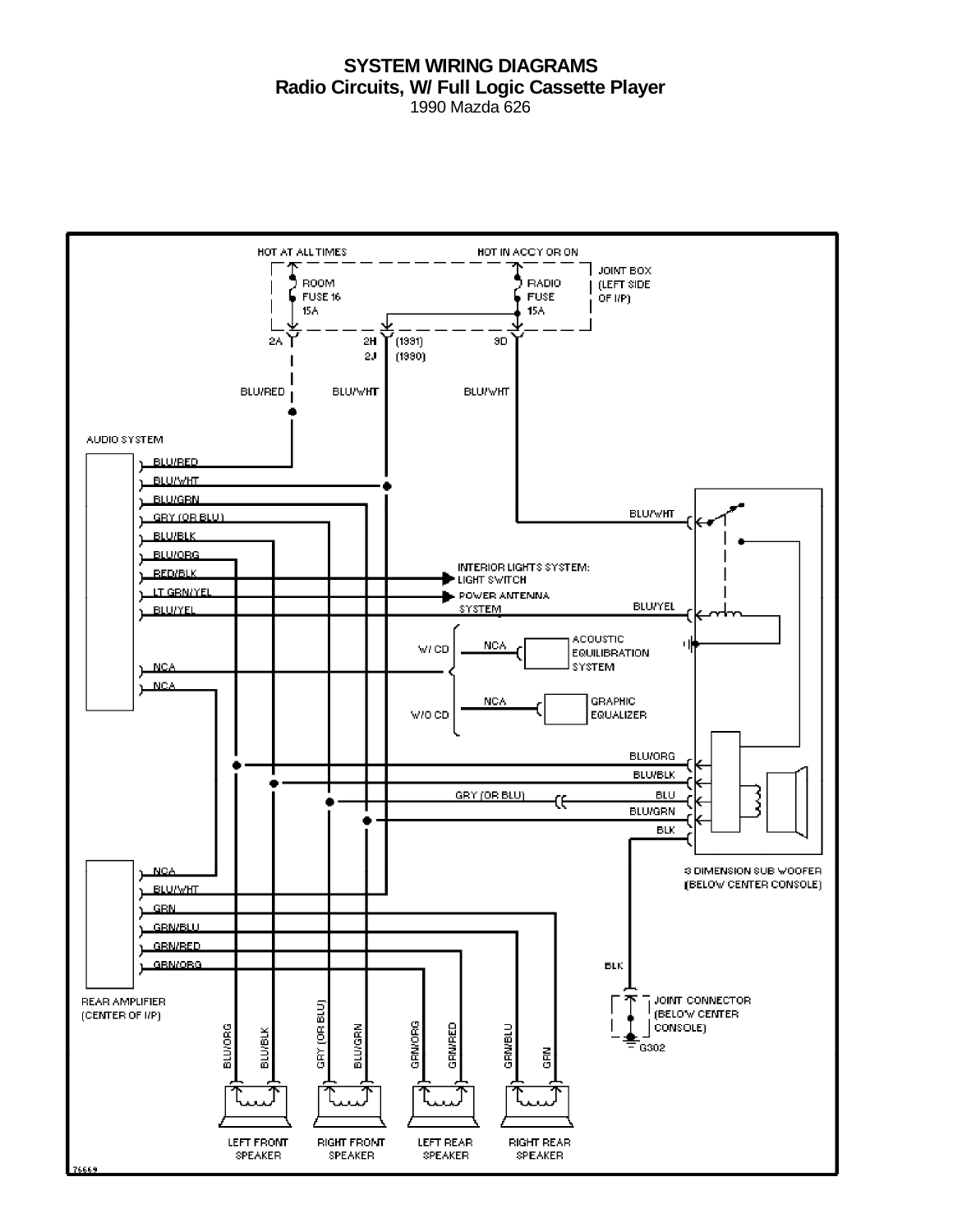# SYSTEM WIRING DIAGRAMS
## Radio Circuits, W/ Full Logic Cassette Player
1990 Mazda 626

HOT AT ALL TIMES

HOT IN ACCY OR ON

JOINT BOX (LEFT SIDE OF I/P)

ROOM FUSE 16 15A

RADIO FUSE 15A

2A

2H (1991)

2J (1990)

9D

BLU/RED

BLU/WHT

BLU/WHT

AUDIO SYSTEM

BLU/RED

BLU/WHT

BLU/GRN

GRY (OR BLU)

BLU/BLK

BLU/ORG

RED/BLK

LT GRN/YEL

BLU/YEL

INTERIOR LIGHTS SYSTEM: LIGHT SWITCH

POWER ANTENNA SYSTEM

BLU/WHT

BLU/YEL

W/ CD

NCA

ACOUSTIC EQUILIBRATION SYSTEM

NCA

NCA

W/O CD

NCA

GRAPHIC EQUALIZER

BLU/ORG

BLU/BLK

GRY (OR BLU)

BLU

BLU/GRN

BLK

3 DIMENSION SUB WOOFER (BELOW CENTER CONSOLE)

NCA

BLU/WHT

GRN

GRN/BLU

GRN/RED

GRN/ORG

REAR AMPLIFIER (CENTER OF I/P)

BLK

JOINT CONNECTOR (BELOW CENTER CONSOLE)

G302

BLU/ORG

BLU/BLK

GRY (OR BLU)

BLU/GRN

GRN/ORG

GRN/RED

GRN/BLU

GRN

LEFT FRONT SPEAKER

RIGHT FRONT SPEAKER

LEFT REAR SPEAKER

RIGHT REAR SPEAKER

76669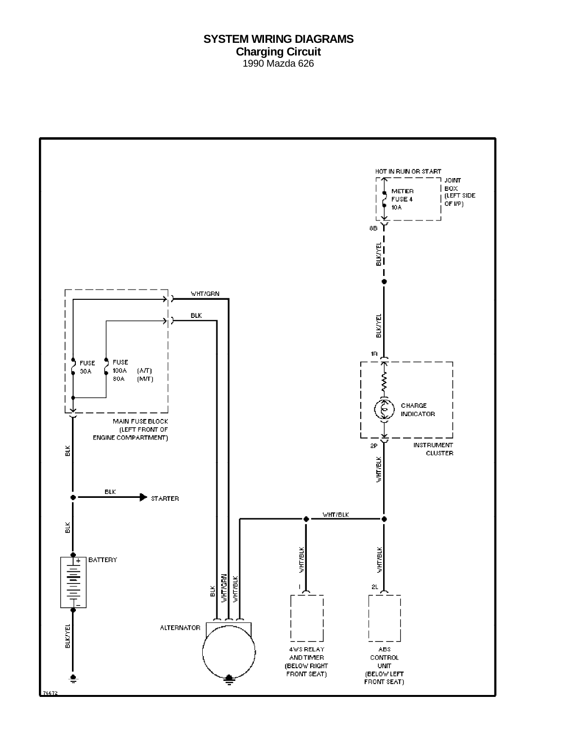# SYSTEM WIRING DIAGRAMS
## Charging Circuit
1990 Mazda 626

HOT IN RUN OR START

JOINT BOX (LEFT SIDE OF I/P)

METER FUSE 4 10A

8B

BLK/YEL

BLK/YEL

1R

CHARGE INDICATOR

INSTRUMENT CLUSTER

2P

WHT/BLK

WHT/GRN

BLK

FUSE 30A

FUSE 100A (A/T) 80A (M/T)

MAIN FUSE BLOCK (LEFT FRONT OF ENGINE COMPARTMENT)

BLK

BLK

STARTER

BLK

WHT/BLK

BATTERY

WHT/BLK

WHT/BLK

BLK WHT/GRN WHT/BLK

I

2L

ALTERNATOR

BLK/YEL

4WS RELAY AND TIMER (BELOW RIGHT FRONT SEAT)

ABS CONTROL UNIT (BELOW LEFT FRONT SEAT)

76672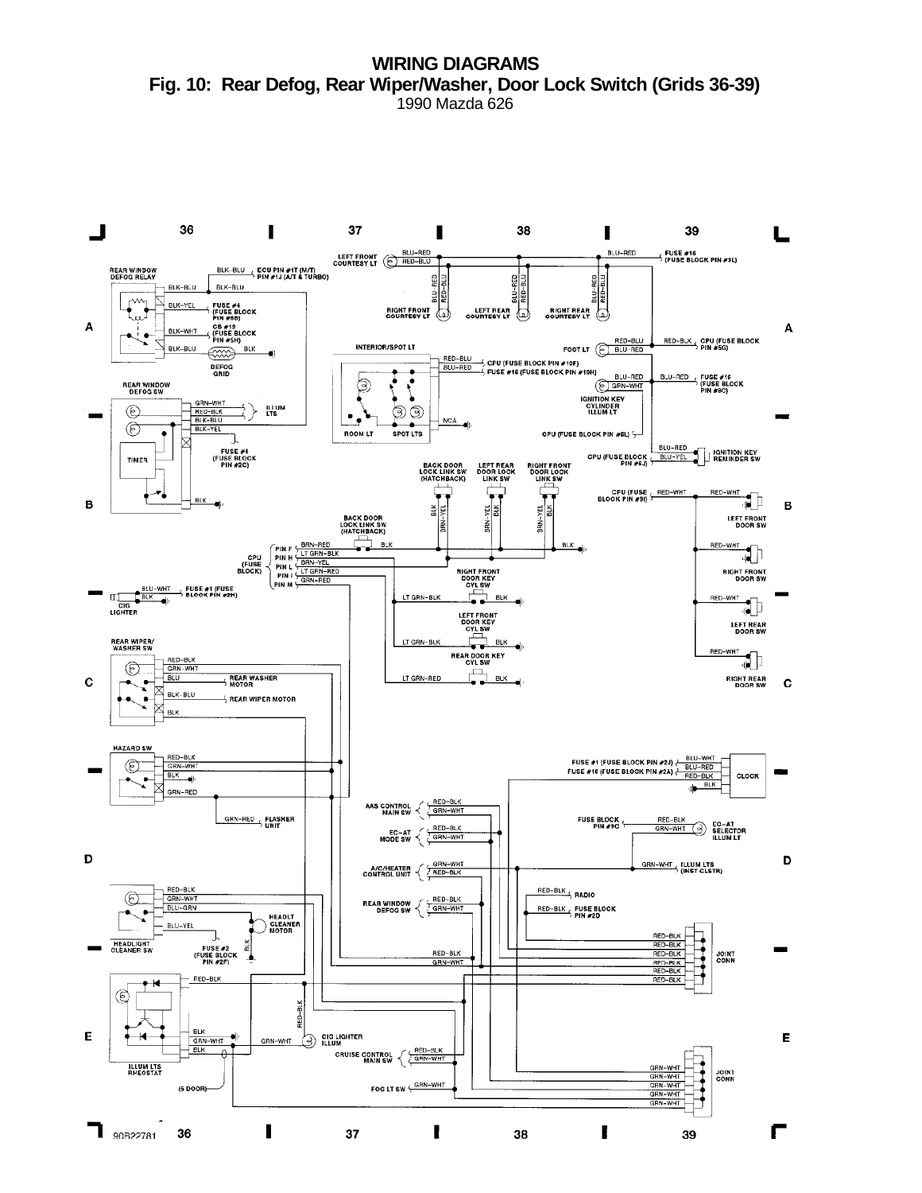# WIRING DIAGRAMS

## Fig. 10: Rear Defog, Rear Wiper/Washer, Door Lock Switch (Grids 36-39)

1990 Mazda 626

36 | 37 | 38 | 39

A

REAR WINDOW DEFOG RELAY
BLK-BLU — ECU PIN #1T (M/T) PIN #1J (A/T & TURBO)
BLK-BLU
BLK-YEL — FUSE #4 (FUSE BLOCK PIN #8B)
BLK-WHT — CB #19 (FUSE BLOCK PIN #5H)
BLK-BLU — DEFOG GRID — BLK

LEFT FRONT COURTESY LT — BLU-RED / RED-BLU
BLU-RED — FUSE #16 (FUSE BLOCK PIN #3L)
RIGHT FRONT COURTESY LT
LEFT REAR COURTESY LT
RIGHT REAR COURTESY LT

INTERIOR/SPOT LT
RED-BLU — CPU (FUSE BLOCK PIN #10F)
BLU-RED — FUSE #16 (FUSE BLOCK PIN #10H)
NCA
ROOM LT
SPOT LTS

FOOT LT — RED-BLU / BLU-RED
RED-BLK — CPU (FUSE BLOCK PIN #5G)
BLU-RED — FUSE #16 (FUSE BLOCK PIN #8C)
GRN-WHT
IGNITION KEY CYLINDER ILLUM LT
CPU (FUSE BLOCK PIN #6L)

REAR WINDOW DEFOG SW
GRN-WHT, RED-BLK — ILLUM LTS
BLK-BLU
BLK-YEL — FUSE #4 (FUSE BLOCK PIN #2C)
TIMER
BLK

BLU-RED
CPU (FUSE BLOCK PIN #6J) — BLU-YEL — IGNITION KEY REMINDER SW

BACK DOOR LOCK LINK SW (HATCHBACK)
LEFT FRONT DOOR LOCK LINK SW
RIGHT FRONT DOOR LOCK LINK SW

B

CPU (FUSE BLOCK PIN #9I) — RED-WHT
LEFT FRONT DOOR SW
RIGHT FRONT DOOR SW
LEFT REAR DOOR SW
RIGHT REAR DOOR SW

BACK DOOR LOCK LINK SW (HATCHBACK)
CPU (FUSE BLOCK) PIN F — BRN-RED; PIN H — LT GRN-BLK; PIN L — BRN-YEL; PIN I — LT GRN-RED; PIN M — GRN-RED
RIGHT FRONT DOOR KEY CYL SW — LT GRN-BLK — BLK
LEFT FRONT DOOR KEY CYL SW — LT GRN-BLK — BLK
REAR DOOR KEY CYL SW — LT GRN-RED — BLK

CIG LIGHTER — BLU-WHT — FUSE #1 (FUSE BLOCK PIN #2H); BLK

C

REAR WIPER/WASHER SW
RED-BLK, GRN-WHT
BLU — REAR WASHER MOTOR
BLK-BLU — REAR WIPER MOTOR
BLK

HAZARD SW
RED-BLK, GRN-WHT, BLK
GRN-RED — FLASHER UNIT

FUSE #1 (FUSE BLOCK PIN #2J) — BLU-WHT
FUSE #16 (FUSE BLOCK PIN #2A) — BLU-RED
RED-BLK, BLK — CLOCK

D

AAS CONTROL MAIN SW — RED-BLK / GRN-WHT
EC-AT MODE SW — RED-BLK / GRN-WHT
A/C/HEATER CONTROL UNIT — GRN-WHT / RED-BLK
REAR WINDOW DEFOG SW — RED-BLK / GRN-WHT

FUSE BLOCK PIN #9C — RED-BLK — EC-AT SELECTOR ILLUM LT — GRN-WHT
GRN-WHT — ILLUM LTS (INST CLSTR)
RED-BLK — RADIO
RED-BLK — FUSE BLOCK PIN #2D

HEADLIGHT CLEANER SW
RED-BLK, GRN-WHT, BLU-GRN — HEADLT CLEANER MOTOR
BLU-YEL — FUSE #2 (FUSE BLOCK PIN #2F)
BLK

JOINT CONN (RED-BLK ×6)

E

ILLUM LTS RHEOSTAT
RED-BLK
BLK, GRN-WHT, BLK
GRN-WHT — CIG LIGHTER ILLUM
RED-BLK
(5 DOOR)

CRUISE CONTROL MAIN SW — RED-BLK / GRN-WHT
FOG LT SW — GRN-WHT

JOINT CONN (GRN-WHT ×5)

90B22781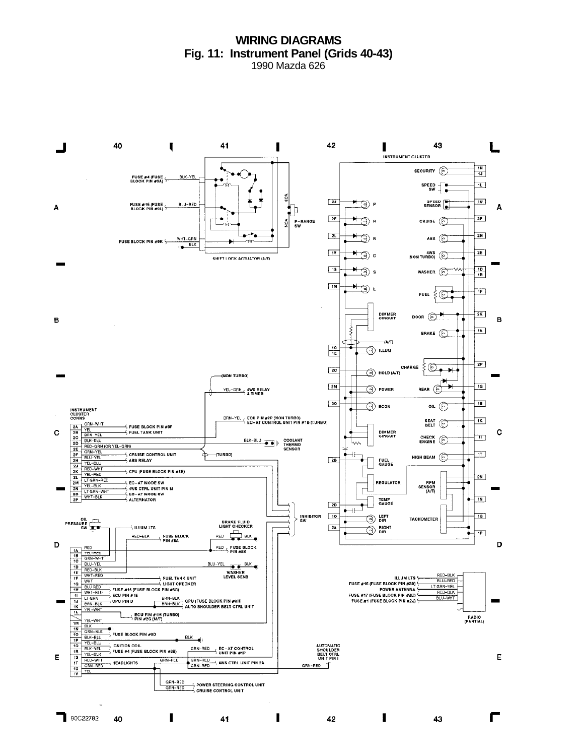# WIRING DIAGRAMS

## Fig. 11: Instrument Panel (Grids 40-43)

1990 Mazda 626

40 | 41 | 42 | 43

INSTRUMENT CLUSTER

FUSE #4 (FUSE BLOCK PIN #9A) — BLK-YEL
FUSE #15 (FUSE BLOCK PIN #9L) — BLU-RED
FUSE BLOCK PIN #9K — WHT-GRN
BLK

SHIFT LOCK ACTUATOR (A/T)

NCA
NCA
P-RANGE SW

2J P
2E R
2L N
1V D
1S S
1M L

DIMMER CIRCUIT

1G / 1E ILLUM
(A/T)
2C HOLD (A/T)
2M POWER
2O ECON

DIMMER CIRCUIT

2B FUEL GAUGE
REGULATOR
TEMP GAUGE
2D
1O LEFT DIR
2A RIGHT DIR

SECURITY 1H 1J
SPEED SW 1L
SPEED SENSOR 1U
CRUISE 2F
ABS 2H
4WS (NON TURBO) 2E
WASHER 1D 1R
FUEL 1F
DOOR 2K
BRAKE 1A
CHARGE 2P
REAR 1G
OIL 1B
SEAT BELT 1K
CHECK ENGINE 1I
HIGH BEAM 1T
RPM SENSOR (A/T) 2N
1N
TACHOMETER 1Q
1P

(NON TURBO)
YEL-GRN — 4WS RELAY & TIMER

INSTRUMENT CLUSTER CONNS

| Pin | Wire | Destination |
|---|---|---|
| 2A | GRN-WHT | FUSE BLOCK PIN #8F |
| 2B | YEL | FUEL TANK UNIT |
| 2C | BRN-YEL | BRN-YEL — ECU PIN #2P (NON TURBO) / EC-AT CONTROL UNIT PIN #1B (TURBO) |
| 2D | BLK-BLU | BLK-BLU — COOLANT THERMO SENSOR |
| 2E | RED-GRN (OR YEL-GRN) | |
| 2F | GRN-YEL | CRUISE CONTROL UNIT |
| 2G | BLU-YEL | (TURBO) |
| 2H | YEL-BLU | ABS RELAY |
| 2J | RED-WHT | |
| 2K | YEL-RED | CPU (FUSE BLOCK PIN #6E) |
| 2L | LT GRN-RED | |
| 2M | YEL-BLK | EC-AT MODE SW |
| 2N | LT GRN-WHT | 4WS CTRL UNIT PIN M |
| 2O | WHT-BLK | EC-AT MODE SW |
| 2P | | ALTERNATOR |

INHIBITOR SW

OIL PRESSURE SW — ILLUM LTS

BRAKE FLUID LIGHT CHECKER — RED, BLK
RED-BLK — FUSE BLOCK PIN #8A
RED — FUSE BLOCK PIN #6K
BLU-YEL, BLK — WASHER LEVEL SENS

| Pin | Wire | Destination |
|---|---|---|
| 1A | RED | |
| 1B | YEL-RED | |
| 1C | GRN-WHT | |
| 1D | BLU-YEL | |
| 1E | RED-BLK | |
| 1F | WHT-RED | FUEL TANK UNIT |
| 1G | WHT | LIGHT CHECKER |
| 1H | BLU-RED | FUSE #15 (FUSE BLOCK PIN #5G) |
| 1I | WHT-BLU | ECU PIN #1E |
| 1J | LT GRN | CPU PIN D |
| 1K | BRN-BLK | BRN-BLK — CPU (FUSE BLOCK PIN #8H) / BRN-BLK — AUTO SHOULDER BELT CTRL UNIT |
| 1L | YEL-WHT | ECU PIN #1M (TURBO) / PIN #2G (M/T) |
| 1M | YEL-WHT | |
| 1N | BLK | |
| 1O | GRN-BLK | FUSE BLOCK PIN #8D |
| 1P | BLK-BLU | BLK |
| 1Q | YEL-BLU | IGNITION COIL |
| 1R | BLK-YEL | FUSE #4 (FUSE BLOCK PIN #8B) |
| 1S | YEL-BLK | GRN-RED — EC-AT CONTROL UNIT PIN #1P |
| 1T | RED-WHT | HEADLIGHTS; GRN-RED — 4WS CTRL UNIT PIN 2A |
| 1U | GRN-RED | GRN-RED |
| 1V | YEL | |

AUTOMATIC SHOULDER BELT CTRL UNIT PIN I — GRN-RED

GRN-RED — POWER STEERING CONTROL UNIT
GRN-RED — CRUISE CONTROL UNIT

RADIO (PARTIAL)

| Destination | Wire |
|---|---|
| ILLUM LTS | RED-BLK |
| FUSE #16 (FUSE BLOCK PIN #2A) | BLU-RED |
| POWER ANTENNA | LT GRN-YEL |
| FUSE #17 (FUSE BLOCK PIN #2C) | RED-BLK |
| FUSE #1 (FUSE BLOCK PIN #2J) | BLU-WHT |

90C22782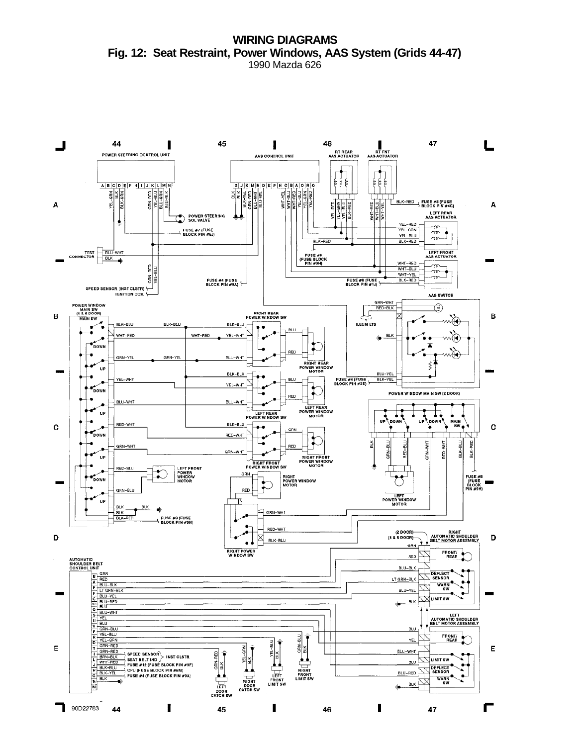# WIRING DIAGRAMS

## Fig. 12: Seat Restraint, Power Windows, AAS System (Grids 44-47)

1990 Mazda 626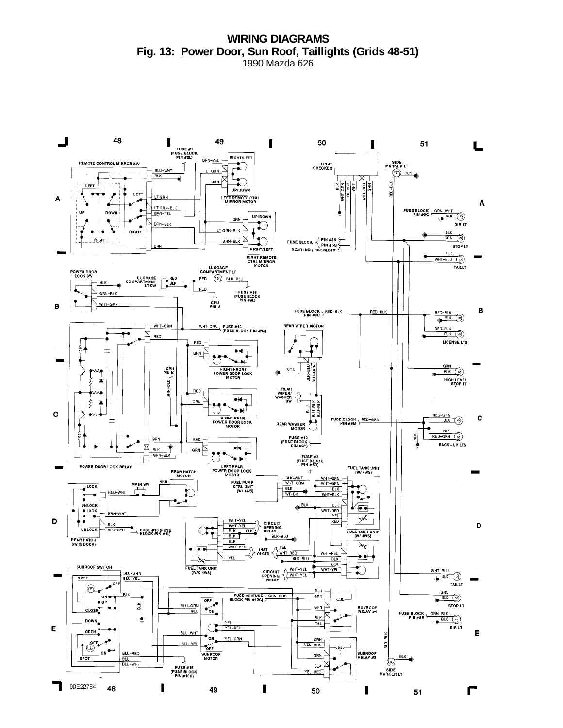# WIRING DIAGRAMS

## Fig. 13: Power Door, Sun Roof, Taillights (Grids 48-51)

1990 Mazda 626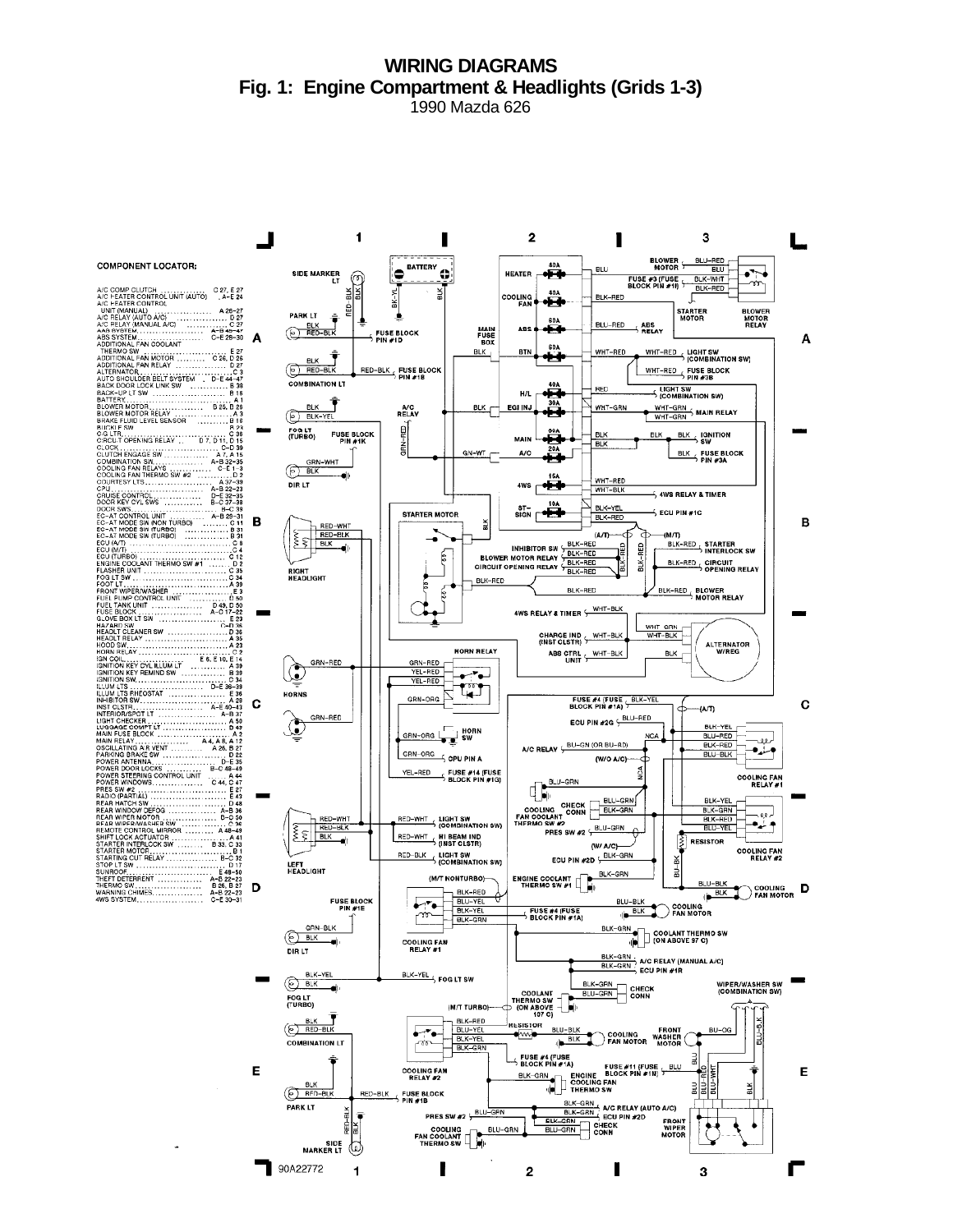# WIRING DIAGRAMS

## Fig. 1: Engine Compartment & Headlights (Grids 1-3)

1990 Mazda 626

**COMPONENT LOCATOR:**

A/C COMP CLUTCH .......... C 27, E 27
A/C HEATER CONTROL UNIT (AUTO) .... A-E 24
A/C HEATER CONTROL
 UNIT (MANUAL) .......... A 26-27
A/C RELAY (AUTO A/C) .......... D 27
A/C RELAY (MANUAL A/C) .......... C 27
AAS SYSTEM .......... A-B 45-47
ABS SYSTEM .......... C-E 28-30
ADDITIONAL FAN COOLANT
 THERMO SW .......... E 27
ADDITIONAL FAN MOTOR .......... C 26, D 26
ADDITIONAL FAN RELAY .......... D 27
ALTERNATOR .......... C 3
AUTO SHOULDER BELT SYSTEM .... D-E 44-47
BACK DOOR LOCK LINK SW .......... B 38
BACK-UP LT SW .......... B 16
BATTERY .......... A 1
BLOWER MOTOR .......... B 25, D 26
BLOWER MOTOR RELAY .......... A 3
BRAKE FLUID LEVEL SENSOR .......... B 18
BUCKLE SW .......... B 24
CIG LTR .......... C 36
CIRCUIT OPENING RELAY .... D 7, D 11, D 15
CLOCK .......... C-D 39
CLUTCH ENGAGE SW .......... A 7, A 15
COMBINATION SW .......... A-B 32-35
COOLING FAN RELAYS .......... C-E 1-3
COOLING FAN THERMO SW #2 .......... D 2
COURTESY LTS .......... A 37-39
CPU .......... A-B 22-23
CRUISE CONTROL .......... D-E 32-35
DOOR KEY CYL SWS .......... B-C 37-38
DOOR SWS .......... B-C 39
EC-AT CONTROL UNIT .......... A-B 28-31
EC-AT MODE SW (NON TURBO) .......... C 11
EC-AT MODE SW (TURBO) .......... B 31
EC-AT MODE SW (TURBO) .......... B 31
ECU (A/T) .......... C 8
ECU (M/T) .......... C 4
ECU (TURBO) .......... C 12
ENGINE COOLANT THERMO SW #1 .......... D 2
FLASHER UNIT .......... C 35
FOG LT SW .......... C 34
FOOT LT .......... A 39
FRONT WIPER/WASHER .......... E 3
FUEL PUMP CONTROL UNIT .......... D 50
FUEL TANK UNIT .......... D 49, D 50
FUSE BLOCK .......... A-C 17-22
GLOVE BOX LT SW .......... E 23
HAZARD SW .......... C-D 35
HEADLT CLEANER SW .......... D 36
HEADLT RELAY .......... A 35
HOOD SW .......... A 23
HORN RELAY .......... C 2
IGN COIL .......... E 6, E 10, E 14
IGNITION KEY CYL ILLUM LT .......... A 39
IGNITION KEY REMIND SW .......... B 39
IGNITION SW .......... C 34
ILLUM LTS .......... D-E 36-39
ILLUM LTS RHEOSTAT .......... E 36
INHIBITOR SW .......... A 28
INST CLSTR .......... A-E 40-43
INTERIOR/SPOT LT .......... A-B 37
LIGHT CHECKER .......... A 50
LUGGAGE COMPT LT .......... D 49
MAIN FUSE BLOCK .......... A 2
MAIN RELAY .......... A 4, A 8, A 12
OSCILLATING A/R VENT .......... A 26, B 27
PARKING BRAKE SW .......... D 22
POWER ANTENNA .......... D-E 35
POWER DOOR LOCKS .......... B-C 48-49
POWER STEERING CONTROL UNIT .......... A 44
POWER WINDOWS .......... C 44, C 47
PRES SW #2 .......... E 27
RADIO (PARTIAL) .......... E 43
REAR HATCH SW .......... D 48
REAR WINDOW DEFOG .......... A-B 36
REAR WIPER MOTOR .......... B-C 50
REAR WIPER/WASHER SW .......... C 36
REMOTE CONTROL MIRROR .......... A 48-49
SHIFT LOCK ACTUATOR .......... A 41
STARTER INTERLOCK SW .......... B 33, C 33
STARTER MOTOR .......... B 1
STARTING CUT RELAY .......... B-C 32
STOP LT SW .......... D 17
SUNROOF .......... E 48-50
THEFT DETERRENT .......... A-B 22-23
THERMO SW .......... B 26, B 27
WARNING CHIMES .......... A-B 22-23
4WS SYSTEM .......... C-E 30-31

90A22772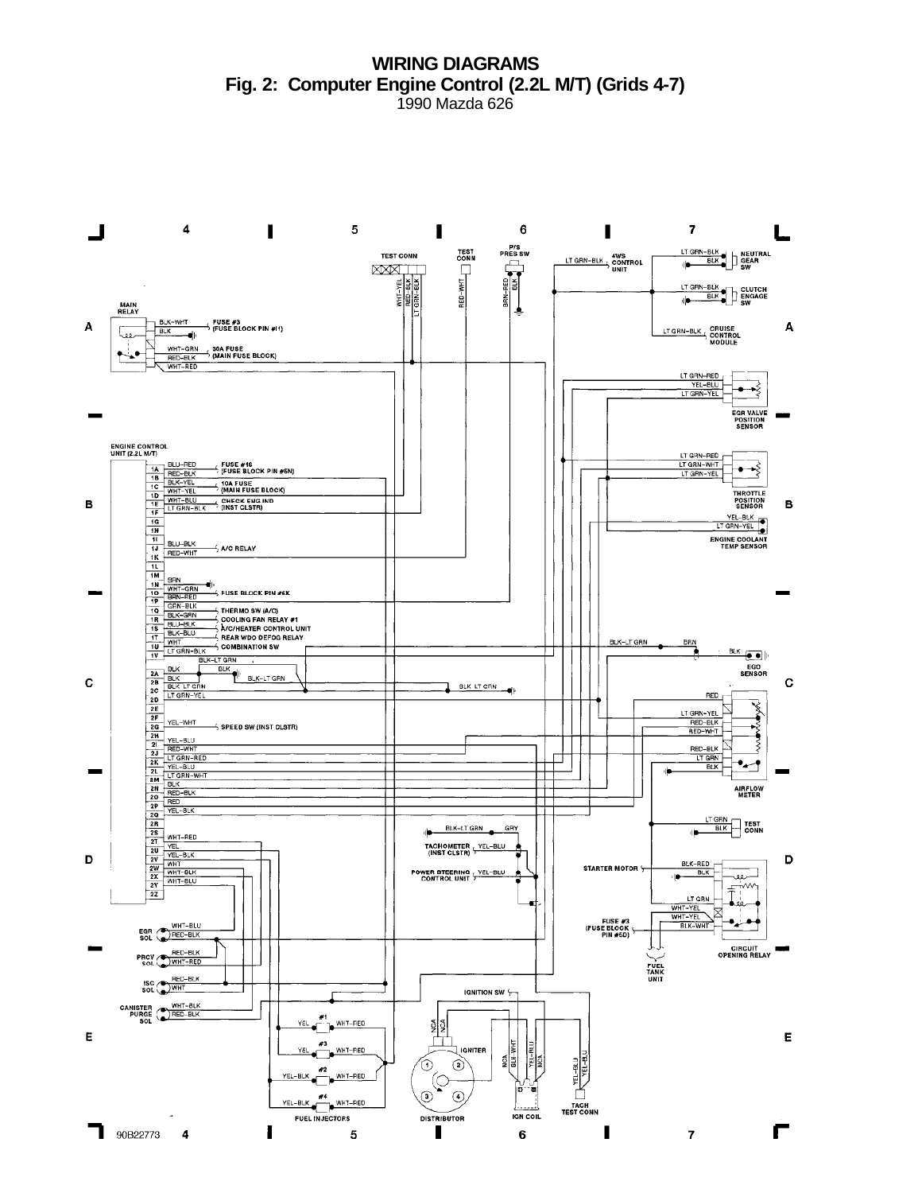# WIRING DIAGRAMS

## Fig. 2: Computer Engine Control (2.2L M/T) (Grids 4-7)

1990 Mazda 626

4 5 6 7

A

MAIN RELAY

BLK-WHT — FUSE #3 (FUSE BLOCK PIN #1)
BLK
WHT-GRN — 30A FUSE (MAIN FUSE BLOCK)
RED-BLK
WHT-RED

TEST CONN — WHT-YEL, RED-BLK, LT GRN-BLK

TEST CONN — RED-WHT

P/S PRES SW — BRN-RED, BLK

LT GRN-BLK — 4WS CONTROL UNIT

LT GRN-BLK, BLK — NEUTRAL GEAR SW

LT GRN-BLK, BLK — CLUTCH ENGAGE SW

LT GRN-BLK — CRUISE CONTROL MODULE

LT GRN-RED, YEL-BLU, LT GRN-YEL — EGR VALVE POSITION SENSOR

ENGINE CONTROL UNIT (2.2L M/T)

B

1A BLU-RED — FUSE #16 (FUSE BLOCK PIN #5N)
1B RED-BLK
1C BLK-YEL — 10A FUSE (MAIN FUSE BLOCK)
1D WHT-YEL
1E WHT-BLU — CHECK ENG IND (INST CLSTR)
1F LT GRN-BLK
1G
1H
1I
1J BLU-BLK — A/C RELAY
1K RED-WHT
1L
1M BRN
1N WHT-GRN — FUSE BLOCK PIN #6K
1O BRN-RED
1P GRN-BLK
1Q — THERMO SW (A/C)
1R BLK-GRN — COOLING FAN RELAY #1
1S BLU-BLK — A/C/HEATER CONTROL UNIT
1T BLK-BLU — REAR WDO DEFOG RELAY
1U WHT — COMBINATION SW
1V LT GRN-BLK

LT GRN-RED, LT GRN-WHT, LT GRN-YEL — THROTTLE POSITION SENSOR

YEL-BLK, LT GRN-YEL — ENGINE COOLANT TEMP SENSOR

C

BLK-LT GRN
2A BLK
2B BLK — BLK-LT GRN
2C BLK-LT GRN — BLK-LT GRN
2D LT GRN-YEL
2E
2F
2G YEL-WHT — SPEED SW (INST CLSTR)
2H
2I YEL-BLU
2J RED-WHT
2K LT GRN-RED
2L YEL-BLU
2M LT GRN-WHT
2N BLK
2O RED-BLK
2P RED
2Q YEL-BLK
2R
2S
2T WHT-RED
2U YEL
2V YEL-BLK
2W WHT
2X WHT-BLK
2Y WHT-BLU
2Z

BLK-LT GRN, BRN, BLK — EGO SENSOR

RED, LT GRN-YEL, RED-BLK, RED-WHT, RED-BLK, LT GRN, BLK — AIRFLOW METER

LT GRN, BLK — TEST CONN

D

BLK-LT GRN, GRY

YEL-BLU — TACHOMETER (INST CLSTR)

YEL-BLU — POWER STEERING CONTROL UNIT

STARTER MOTOR — BLK-RED, BLK

LT GRN, WHT-YEL, WHT-YEL, BLK-WHT

FUSE #3 (FUSE BLOCK PIN #5D)

FUEL TANK UNIT

CIRCUIT OPENING RELAY

EGR SOL — WHT-BLU, RED-BLK

PRCV SOL — RED-BLK, WHT-RED

ISC SOL — RED-BLK, WHT

CANISTER PURGE SOL — WHT-BLK, RED-BLK

IGNITION SW

E

#1 YEL — WHT-RED
#3 YEL — WHT-RED
#2 YEL-BLK — WHT-RED
#4 YEL-BLK — WHT-RED

FUEL INJECTORS

NCA, NCA — IGNITER

DISTRIBUTOR

NCA, BLK-WHT, YEL-BLU, NCA — IGN COIL

YEL-BLU, YEL-BLU — TACH TEST CONN

90B22773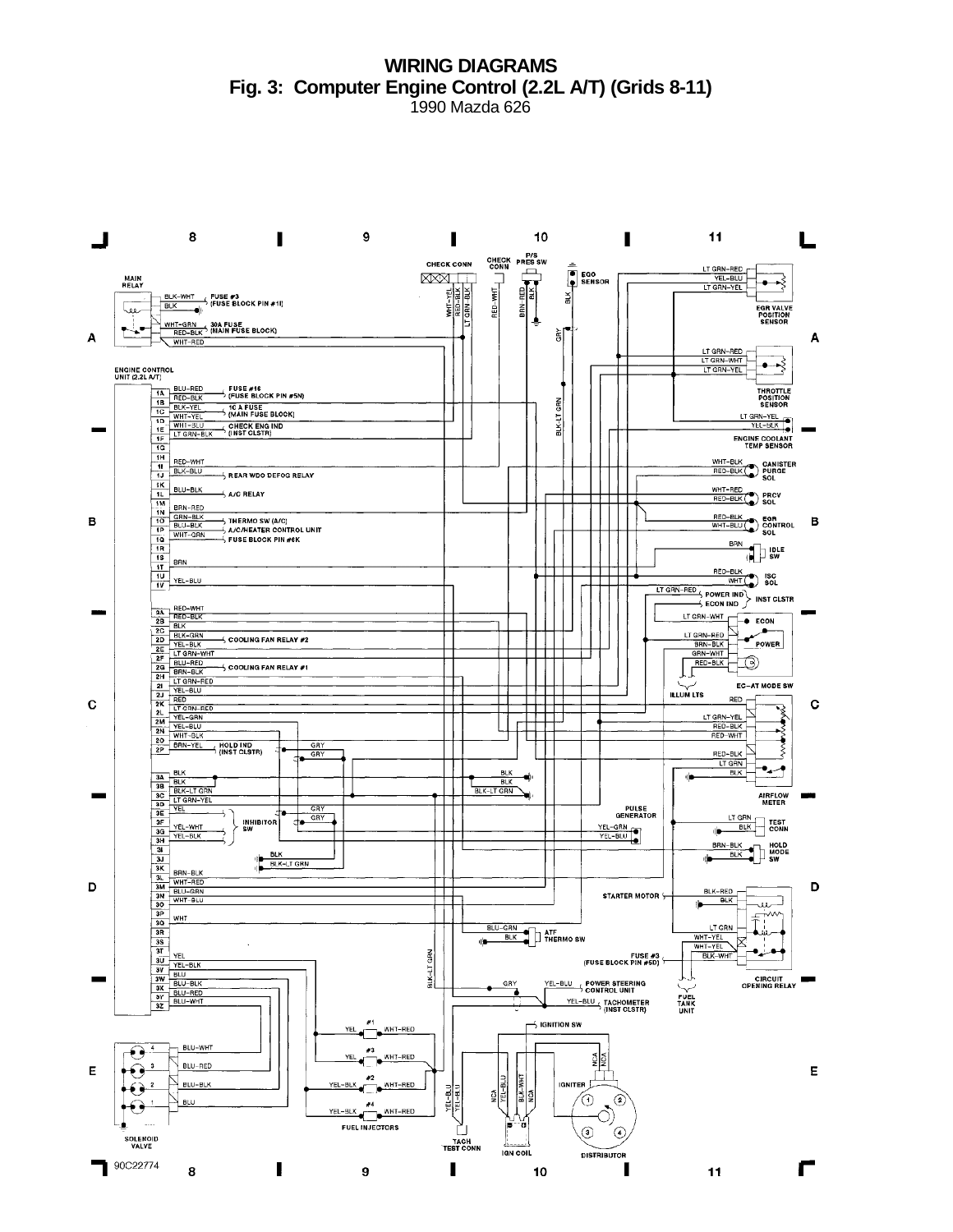# WIRING DIAGRAMS

**Fig. 3: Computer Engine Control (2.2L A/T) (Grids 8-11)**

1990 Mazda 626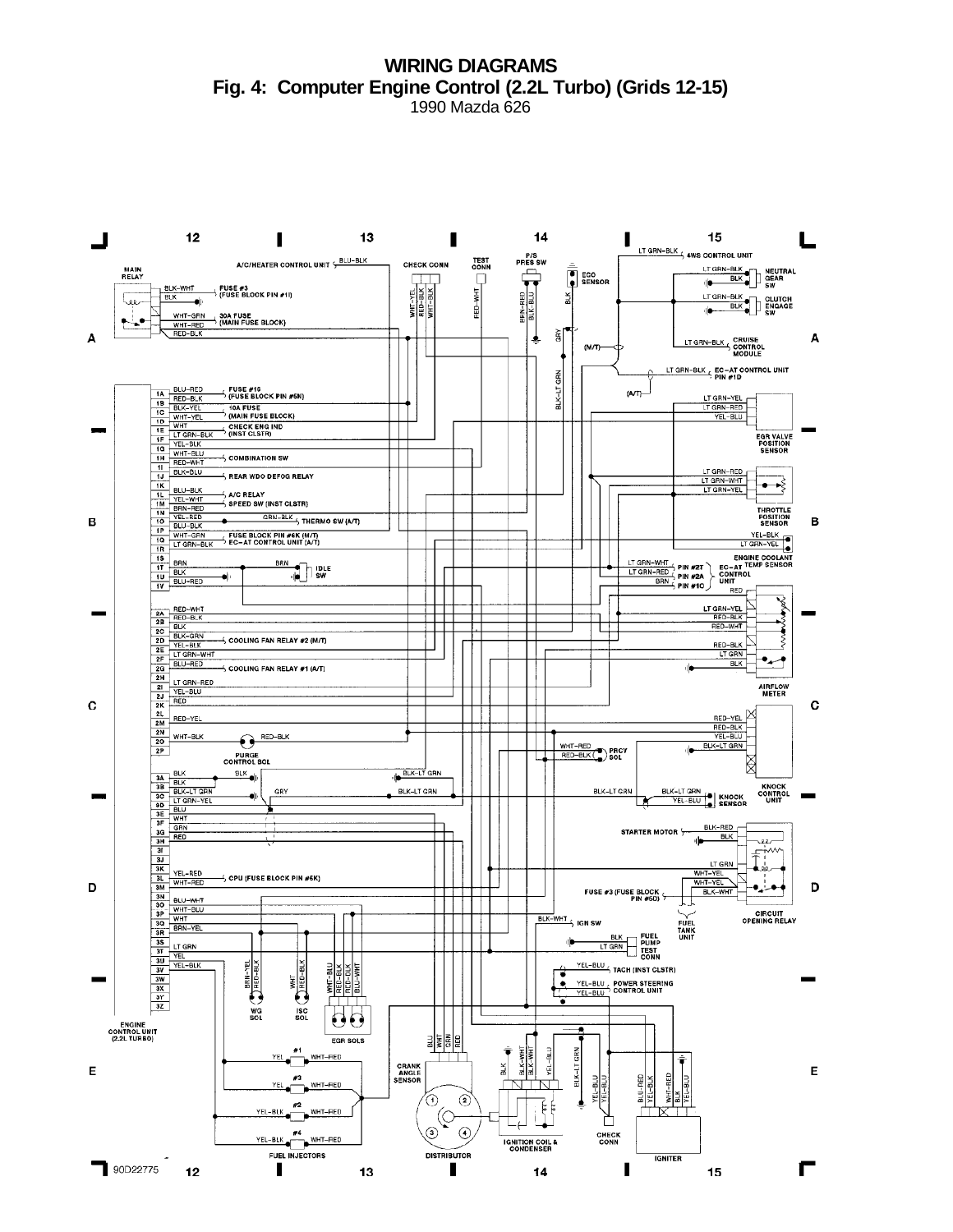# WIRING DIAGRAMS

## Fig. 4: Computer Engine Control (2.2L Turbo) (Grids 12-15)

1990 Mazda 626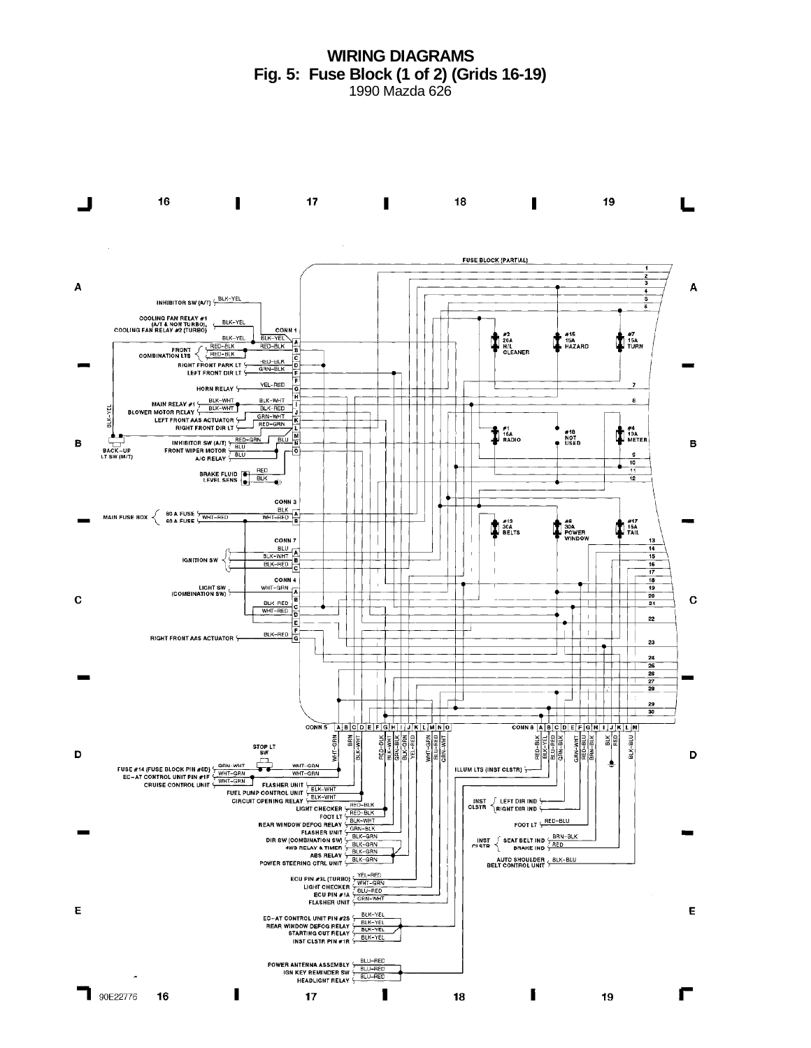# WIRING DIAGRAMS

## Fig. 5: Fuse Block (1 of 2) (Grids 16-19)

1990 Mazda 626

16 17 18 19

FUSE BLOCK (PARTIAL)

INHIBITOR SW (A/T) BLK-YEL

COOLING FAN RELAY #1 (A/T & NON TURBO), COOLING FAN RELAY #2 (TURBO) BLK-YEL

CONN 1

FRONT COMBINATION LTS RED-BLK

RIGHT FRONT PARK LT RED-BLK

LEFT FRONT DIR LT GRN-BLK

HORN RELAY YEL-RED

MAIN RELAY #1 BLK-WHT

BLOWER MOTOR RELAY BLK-WHT / BLK-RED

LEFT FRONT AAS ACTUATOR GRN-WHT

RIGHT FRONT DIR LT RED-GRN

INHIBITOR SW (A/T) RED-GRN BLU

FRONT WIPER MOTOR BLU

A/C RELAY BLU

BACK-UP LT SW (M/T)

BRAKE FLUID LEVEL SENS RED BLK

#2 20A H/L CLEANER

#15 15A HAZARD

#7 15A TURN

#1 15A RADIO

#16 NOT USED

#4 10A METER

CONN 3

MAIN FUSE BOX 80 A FUSE BLK / 60 A FUSE WHT-RED

#12 30A BELTS

#8 30A POWER WINDOW

#17 15A TAIL

CONN 7

IGNITION SW BLU / BLK-WHT / BLK-RED

CONN 4

LIGHT SW (COMBINATION SW) WHT-GRN

BLK-RED

WHT-RED

RIGHT FRONT AAS ACTUATOR BLK-RED

CONN 5 A B C D E F G H I J K L M N O

WHT-GRN BRN BLK-WHT RED-BLK BLK-WHT GRN-BLK BLK-GRN YEL-RED WHT-GRN BLU-RED GRN-WHT

CONN 6 A B C D E F G H I J K L M

RED-BLK BLK-YEL BLU-RED GRN-BLK GRN-WHT RED-BLU BRN-BLK BLK RED BLK-BLU

STOP LT SW

FUSE #14 (FUSE BLOCK PIN #6D) GRN-WHT WHT-GRN

EC-AT CONTROL UNIT PIN #1F WHT-GRN WHT-GRN

CRUISE CONTROL UNIT WHT-GRN

FLASHER UNIT BLK-WHT

FUEL PUMP CONTROL UNIT BLK-WHT

CIRCUIT OPENING RELAY BLK-WHT

LIGHT CHECKER RED-BLK

FOOT LT RED-BLK

REAR WINDOW DEFOG RELAY BLK-WHT

FLASHER UNIT GRN-BLK

DIR SW (COMBINATION SW) BLK-GRN

4WS RELAY & TIMER BLK-GRN

ABS RELAY BLK-GRN

POWER STEERING CTRL UNIT BLK-GRN

ECU PIN #3L (TURBO) YEL-RED

LIGHT CHECKER WHT-GRN

ECU PIN #1A BLU-RED

FLASHER UNIT GRN-WHT

EC-AT CONTROL UNIT PIN #2S BLK-YEL

REAR WINDOW DEFOG RELAY BLK-YEL

STARTING CUT RELAY BLK-YEL

INST CLSTR PIN #1R BLK-YEL

POWER ANTENNA ASSEMBLY BLU-RED

IGN KEY REMINDER SW BLU-RED

HEADLIGHT RELAY BLU-RED

ILLUM LTS (INST CLSTR)

INST CLSTR LEFT DIR IND / RIGHT DIR IND

FOOT LT RED-BLU

INST CLSTR SEAT BELT IND BRN-BLK / BRAKE IND RED

AUTO SHOULDER BELT CONTROL UNIT BLK-BLU

90E22776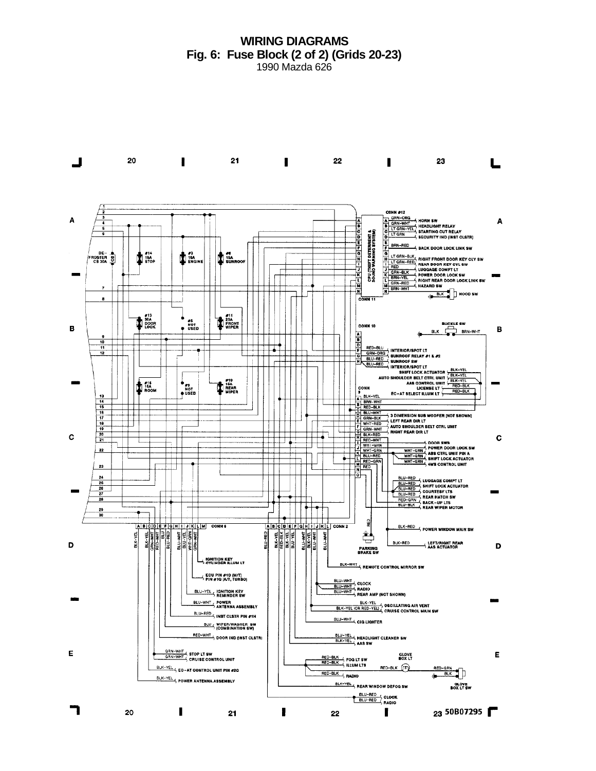# WIRING DIAGRAMS

## Fig. 6: Fuse Block (2 of 2) (Grids 20-23)

1990 Mazda 626

20 21 22 23

A

DE-FROSTER CB 30A

#14 15A STOP

#3 15A ENGINE

#6 15A SUNROOF

CONN #12

CPU (THEFT DETERRENT & SOUND WARNING SYSTEM)

GRN-ORG HORN SW

GRN-WHT HEADLIGHT RELAY

LT GRN-YEL STARTING CUT RELAY

LT GRN SECURITY IND (INST CLSTR)

BRN-RED BACK DOOR LOCK LINK SW

LT GRN-BLK RIGHT FRONT DOOR KEY CLY SW

LT GRN-RED REAR DOOR KEY CYL SW

RED LUGGAGE COMPT LT

GRN-BLK POWER DOOR LOCK SW

BRN-YEL RIGHT REAR DOOR LOCK LINK SW

GRN-RED HAZARD SW

BRN-WHT

BLK HOOD SW

CONN 11

B

#13 30A DOOR LOCK

#5 NOT USED

#11 20A FRONT WIPER

CONN 10

BUCKLE SW

BLK BRN-WHT

RED-BLU INTERIOR/SPOT LT

GRN-ORG SUNROOF RELAY #1 & #2

BLU-RED SUNROOF SW

BLU-RED INTERIOR/SPOT LT

SHIFT LOCK ACTUATOR BLK-YEL

AUTO SHOULDER BELT CTRL UNIT BLK-YEL

AAS CONTROL UNIT BLK-YEL

LICENSE LT RED-BLK

EC-AT SELECT ILLUM LT RED-BLK

#15 15A ROOM

#9 NOT USED

#19 15A REAR WIPER

CONN 9

BLK-YEL

BRN-WHT

RED-BLK

BLU-WHT 3 DIMENSION SUB WOOFER (NOT SHOWN)

GRN-BLK LEFT REAR DIR LT

WHT-RED AUTO SHOULDER BELT CTRL UNIT

GRN-WHT RIGHT REAR DIR LT

BLK-RED

C

RED-WHT DOOR SWS

WHT-GRN POWER DOOR LOCK SW

WHT-GRN WHT-GRN ABS CTRL UNIT PIN A

BLU-RED WHT-GRN SHIFT LOCK ACTUATOR

RED-GRN WHT-GRN 4WS CONTROL UNIT

RED

BLU-RED LUGGAGE COMPT LT

BLU-RED SHIFT LOCK ACTUATOR

BLU-RED COURTESY LTS

BLU-RED REAR HATCH SW

RED-GRN BACK-UP LTS

BLU-BLK REAR WIPER MOTOR

CONN 8

CONN 2

RED

BLK-RED POWER WINDOW MAIN SW

BLK-RED LEFT/RIGHT REAR AAS ACTUATOR

PARKING BRAKE SW

D

BLK-YEL, BLK-YEL, GRN-WHT, RED-WHT, BLU, BLU-RED, BLU-WHT, BLU-YEL, WHT-GRN, GRN-WHT

BLU-RED, BLK-YEL, RED-BLK, BLK-YEL, BLU-YEL, BLU-WHT, BLU-YEL, BLU-WHT

IGNITION KEY CYLINDER ILLUM LT

ECU PIN #10 (M/T) PIN #1Q (A/T, TURBO)

BLU-YEL IGNITION KEY REMINDER SW

BLU-WHT POWER ANTENNA ASSEMBLY

BLU-RED INST CLSTR PIN #1H

BLU WIPER/WASHER SW (COMBINATION SW)

RED-WHT DOOR IND (INST CLSTR)

BLK-WHT REMOTE CONTROL MIRROR SW

BLU-WHT CLOCK

BLU-WHT RADIO

BLU-WHT REAR AMP (NOT SHOWN)

BLK-YEL OSCILLATING AIR VENT

BLK-YEL (OR RED-YEL) CRUISE CONTROL MAIN SW

BLU-WHT CIG LIGHTER

BLU-YEL HEADLIGHT CLEANER SW

BLK-YEL AAS SW

E

GRN-WHT STOP LT SW

GRN-WHT CRUISE CONTROL UNIT

BLK-YEL EC-AT CONTROL UNIT PIN #2Q

BLK-YEL POWER ANTENNA ASSEMBLY

RED-BLK FOG LT SW

RED-BLK ILLUM LTS

RED-BLK RADIO

GLOVE BOX LT

RED-BLK RED-GRN BLK

GLOVE BOX LT SW

BLK-YEL REAR WINDOW DEFOG SW

BLU-RED CLOCK

BLU-RED RADIO

20 21 22 23 50B07295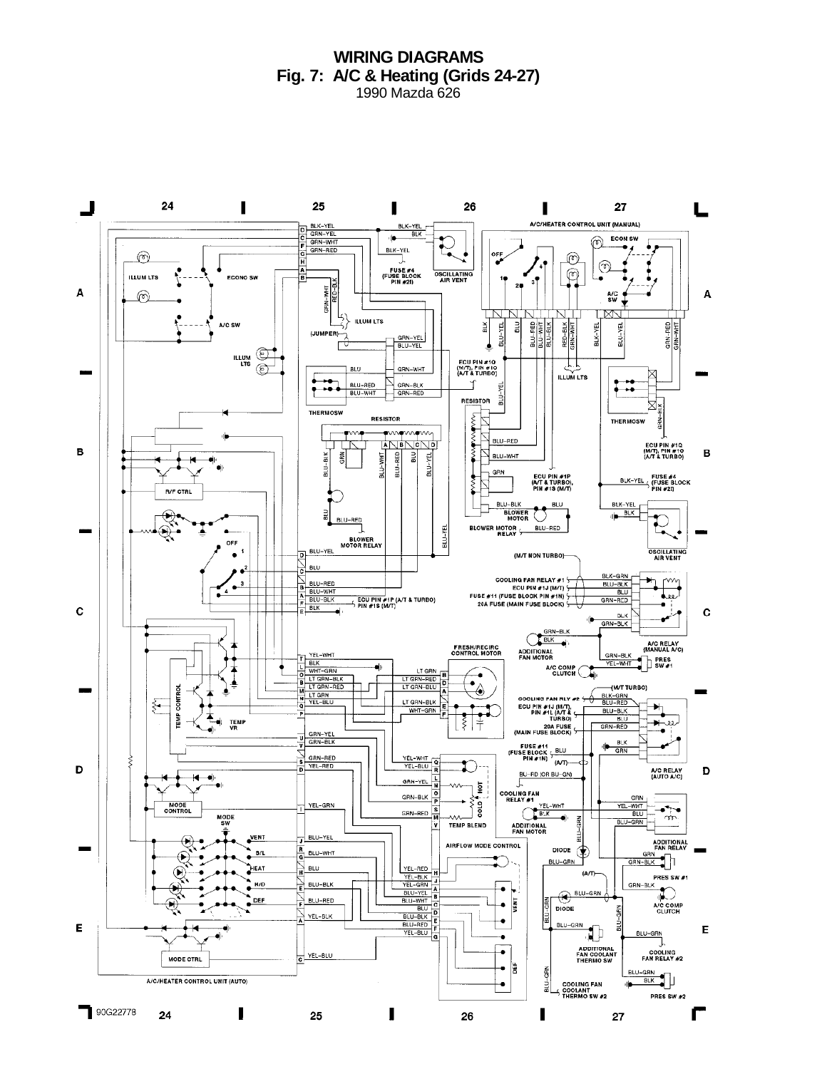# WIRING DIAGRAMS

## Fig. 7: A/C & Heating (Grids 24-27)

1990 Mazda 626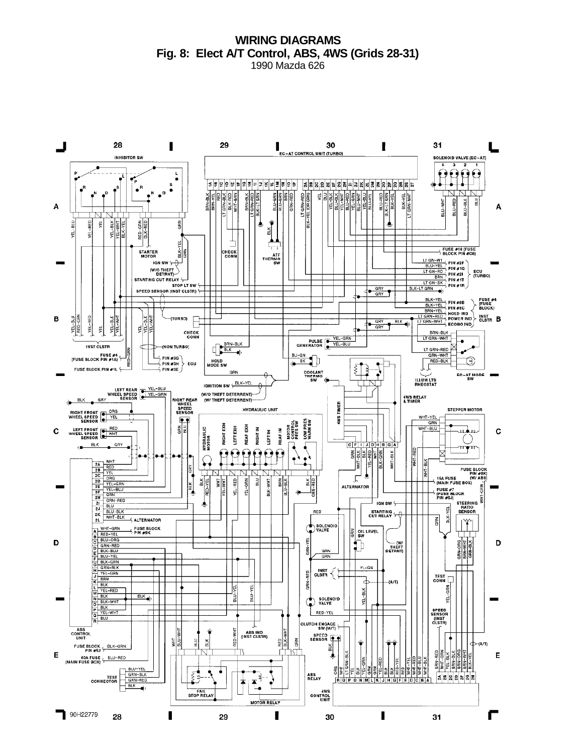# WIRING DIAGRAMS

## Fig. 8: Elect A/T Control, ABS, 4WS (Grids 28-31)

1990 Mazda 626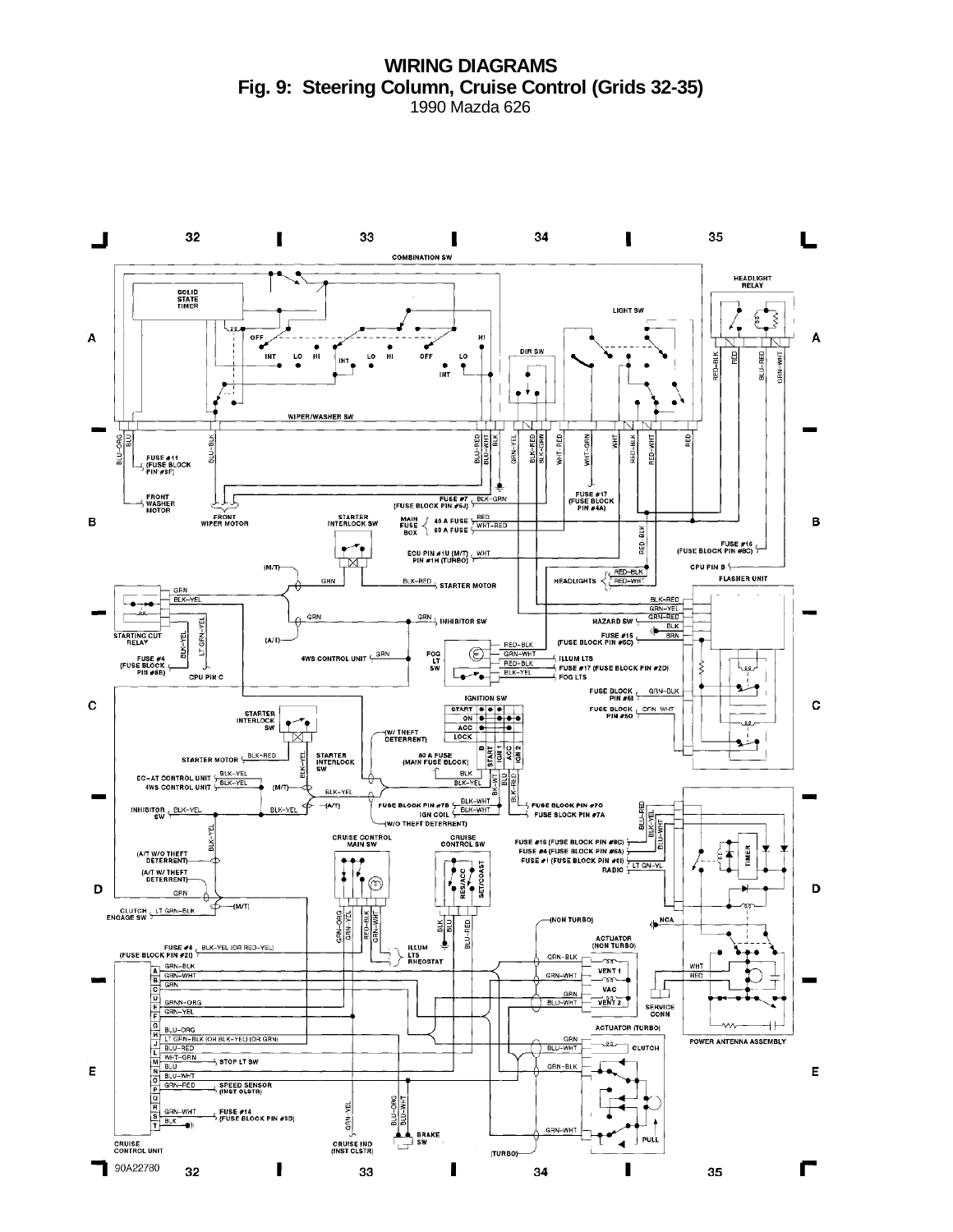# WIRING DIAGRAMS

## Fig. 9: Steering Column, Cruise Control (Grids 32-35)

1990 Mazda 626